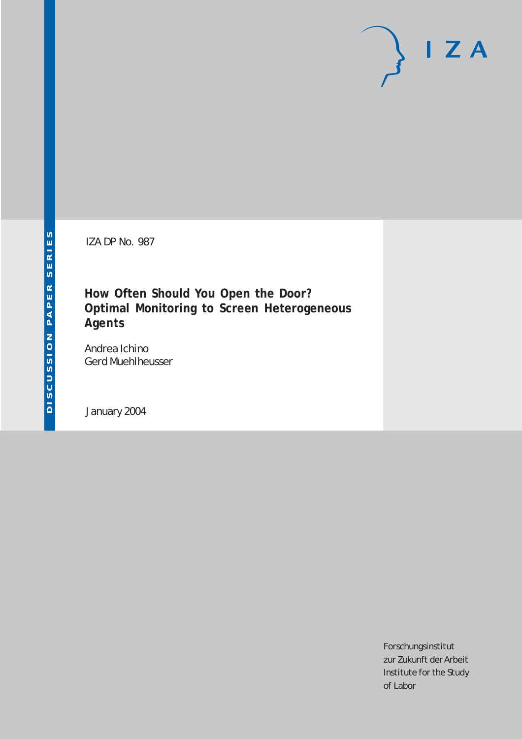I Z A

DISCUSSION PAPER SERIES

IZA DP No. 987

# How Often Should You Open the Door? Optimal Monitoring to Screen Heterogeneous Agents

Andrea Ichino
Gerd Muehlheusser

January 2004

Forschungsinstitut
zur Zukunft der Arbeit
Institute for the Study
of Labor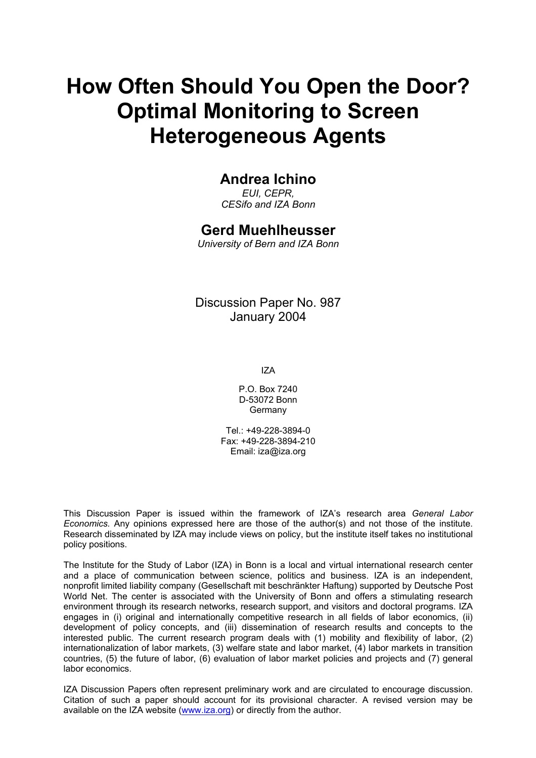# How Often Should You Open the Door? Optimal Monitoring to Screen Heterogeneous Agents

## Andrea Ichino

*EUI, CEPR, CESifo and IZA Bonn*

## Gerd Muehlheusser

*University of Bern and IZA Bonn*

Discussion Paper No. 987
January 2004

IZA

P.O. Box 7240
D-53072 Bonn
Germany

Tel.: +49-228-3894-0
Fax: +49-228-3894-210
Email: iza@iza.org

This Discussion Paper is issued within the framework of IZA's research area *General Labor Economics.* Any opinions expressed here are those of the author(s) and not those of the institute. Research disseminated by IZA may include views on policy, but the institute itself takes no institutional policy positions.

The Institute for the Study of Labor (IZA) in Bonn is a local and virtual international research center and a place of communication between science, politics and business. IZA is an independent, nonprofit limited liability company (Gesellschaft mit beschränkter Haftung) supported by Deutsche Post World Net. The center is associated with the University of Bonn and offers a stimulating research environment through its research networks, research support, and visitors and doctoral programs. IZA engages in (i) original and internationally competitive research in all fields of labor economics, (ii) development of policy concepts, and (iii) dissemination of research results and concepts to the interested public. The current research program deals with (1) mobility and flexibility of labor, (2) internationalization of labor markets, (3) welfare state and labor market, (4) labor markets in transition countries, (5) the future of labor, (6) evaluation of labor market policies and projects and (7) general labor economics.

IZA Discussion Papers often represent preliminary work and are circulated to encourage discussion. Citation of such a paper should account for its provisional character. A revised version may be available on the IZA website (www.iza.org) or directly from the author.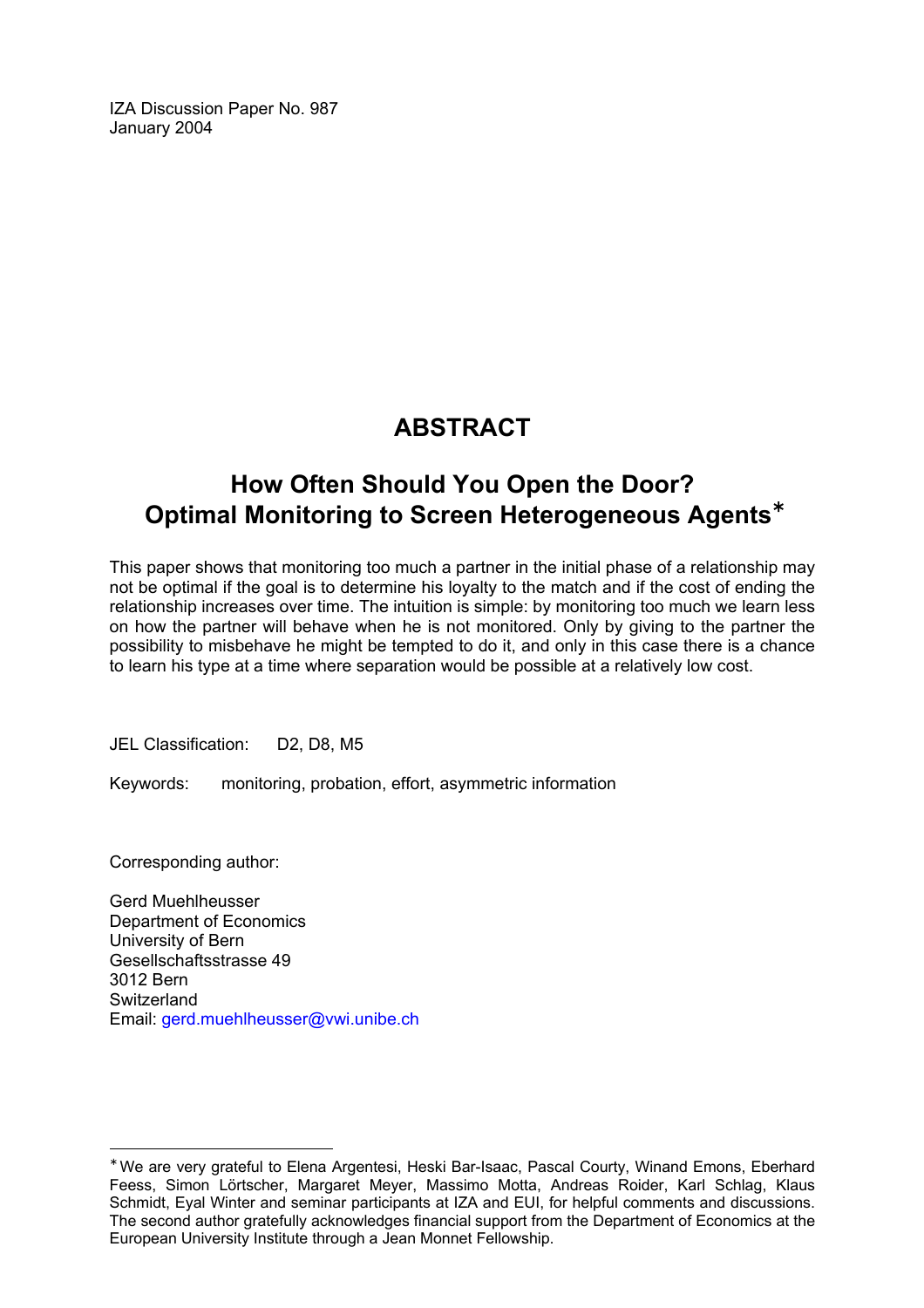IZA Discussion Paper No. 987
January 2004

# ABSTRACT

## How Often Should You Open the Door? Optimal Monitoring to Screen Heterogeneous Agents*

This paper shows that monitoring too much a partner in the initial phase of a relationship may not be optimal if the goal is to determine his loyalty to the match and if the cost of ending the relationship increases over time. The intuition is simple: by monitoring too much we learn less on how the partner will behave when he is not monitored. Only by giving to the partner the possibility to misbehave he might be tempted to do it, and only in this case there is a chance to learn his type at a time where separation would be possible at a relatively low cost.

JEL Classification: D2, D8, M5

Keywords: monitoring, probation, effort, asymmetric information

Corresponding author:

Gerd Muehlheusser
Department of Economics
University of Bern
Gesellschaftsstrasse 49
3012 Bern
Switzerland
Email: gerd.muehlheusser@vwi.unibe.ch

---

* We are very grateful to Elena Argentesi, Heski Bar-Isaac, Pascal Courty, Winand Emons, Eberhard Feess, Simon Lörtscher, Margaret Meyer, Massimo Motta, Andreas Roider, Karl Schlag, Klaus Schmidt, Eyal Winter and seminar participants at IZA and EUI, for helpful comments and discussions. The second author gratefully acknowledges financial support from the Department of Economics at the European University Institute through a Jean Monnet Fellowship.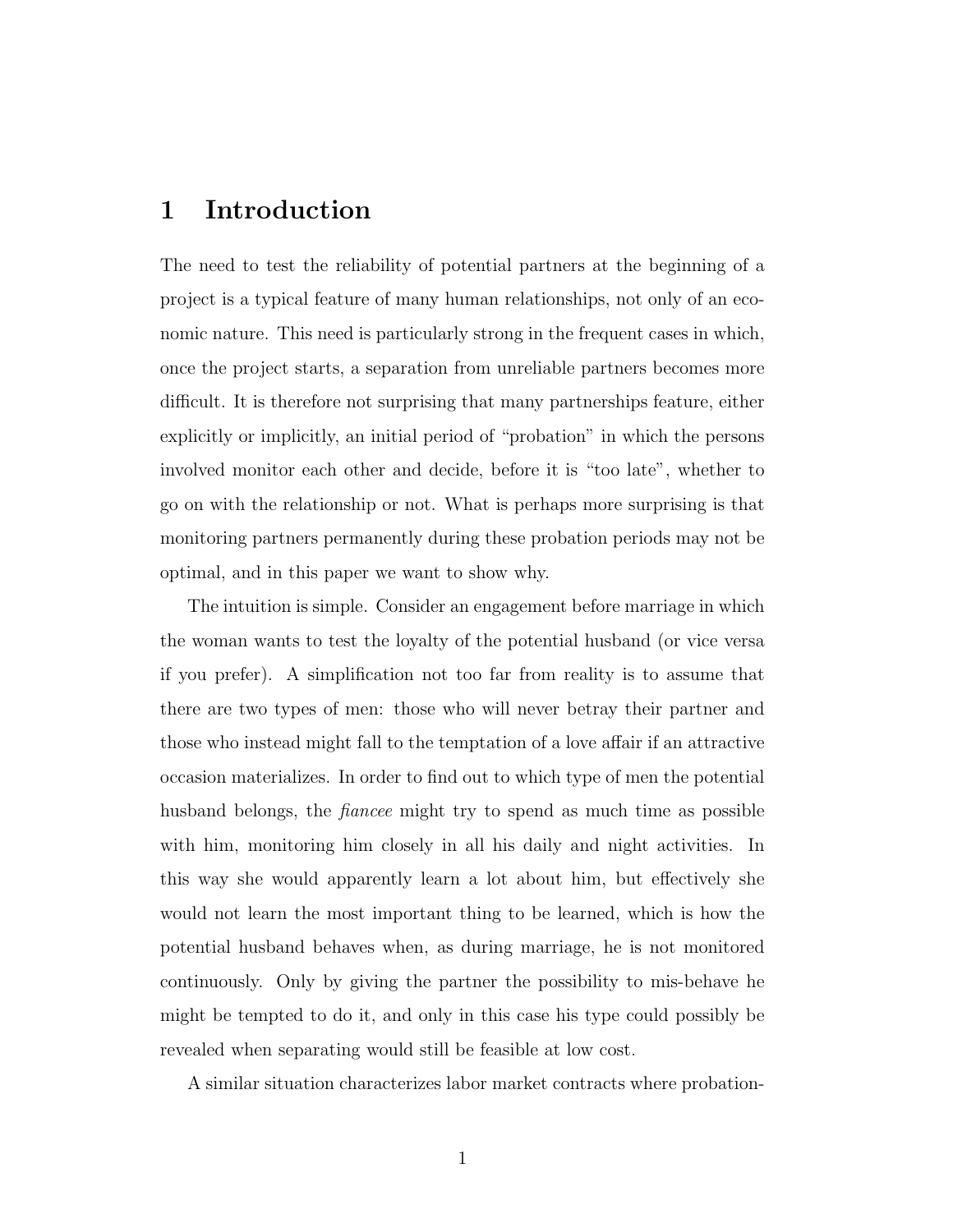# 1 Introduction

The need to test the reliability of potential partners at the beginning of a project is a typical feature of many human relationships, not only of an economic nature. This need is particularly strong in the frequent cases in which, once the project starts, a separation from unreliable partners becomes more difficult. It is therefore not surprising that many partnerships feature, either explicitly or implicitly, an initial period of "probation" in which the persons involved monitor each other and decide, before it is "too late", whether to go on with the relationship or not. What is perhaps more surprising is that monitoring partners permanently during these probation periods may not be optimal, and in this paper we want to show why.

The intuition is simple. Consider an engagement before marriage in which the woman wants to test the loyalty of the potential husband (or vice versa if you prefer). A simplification not too far from reality is to assume that there are two types of men: those who will never betray their partner and those who instead might fall to the temptation of a love affair if an attractive occasion materializes. In order to find out to which type of men the potential husband belongs, the *fiancee* might try to spend as much time as possible with him, monitoring him closely in all his daily and night activities. In this way she would apparently learn a lot about him, but effectively she would not learn the most important thing to be learned, which is how the potential husband behaves when, as during marriage, he is not monitored continuously. Only by giving the partner the possibility to mis-behave he might be tempted to do it, and only in this case his type could possibly be revealed when separating would still be feasible at low cost.

A similar situation characterizes labor market contracts where probation-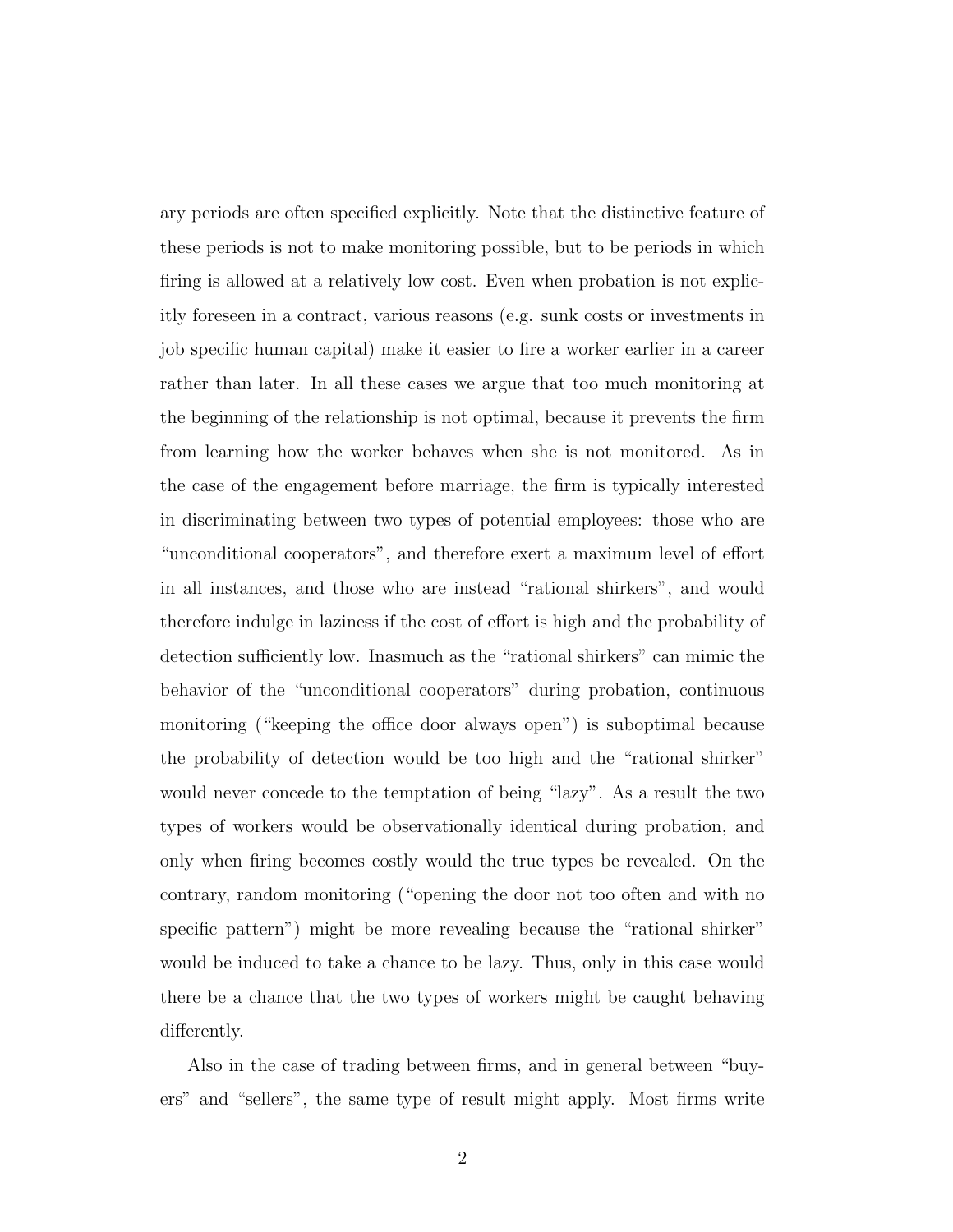ary periods are often specified explicitly. Note that the distinctive feature of these periods is not to make monitoring possible, but to be periods in which firing is allowed at a relatively low cost. Even when probation is not explicitly foreseen in a contract, various reasons (e.g. sunk costs or investments in job specific human capital) make it easier to fire a worker earlier in a career rather than later. In all these cases we argue that too much monitoring at the beginning of the relationship is not optimal, because it prevents the firm from learning how the worker behaves when she is not monitored. As in the case of the engagement before marriage, the firm is typically interested in discriminating between two types of potential employees: those who are "unconditional cooperators", and therefore exert a maximum level of effort in all instances, and those who are instead "rational shirkers", and would therefore indulge in laziness if the cost of effort is high and the probability of detection sufficiently low. Inasmuch as the "rational shirkers" can mimic the behavior of the "unconditional cooperators" during probation, continuous monitoring ("keeping the office door always open") is suboptimal because the probability of detection would be too high and the "rational shirker" would never concede to the temptation of being "lazy". As a result the two types of workers would be observationally identical during probation, and only when firing becomes costly would the true types be revealed. On the contrary, random monitoring ("opening the door not too often and with no specific pattern") might be more revealing because the "rational shirker" would be induced to take a chance to be lazy. Thus, only in this case would there be a chance that the two types of workers might be caught behaving differently.

Also in the case of trading between firms, and in general between "buyers" and "sellers", the same type of result might apply. Most firms write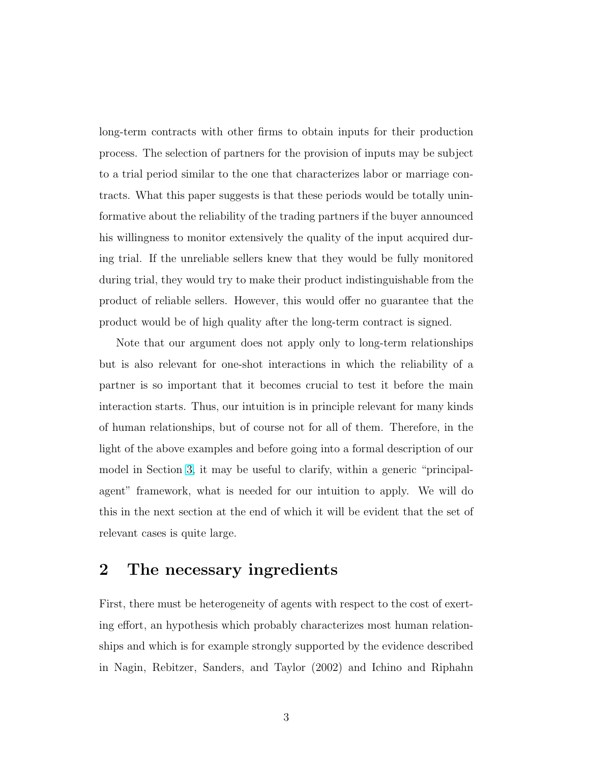long-term contracts with other firms to obtain inputs for their production process. The selection of partners for the provision of inputs may be subject to a trial period similar to the one that characterizes labor or marriage contracts. What this paper suggests is that these periods would be totally uninformative about the reliability of the trading partners if the buyer announced his willingness to monitor extensively the quality of the input acquired during trial. If the unreliable sellers knew that they would be fully monitored during trial, they would try to make their product indistinguishable from the product of reliable sellers. However, this would offer no guarantee that the product would be of high quality after the long-term contract is signed.

Note that our argument does not apply only to long-term relationships but is also relevant for one-shot interactions in which the reliability of a partner is so important that it becomes crucial to test it before the main interaction starts. Thus, our intuition is in principle relevant for many kinds of human relationships, but of course not for all of them. Therefore, in the light of the above examples and before going into a formal description of our model in Section 3, it may be useful to clarify, within a generic "principal-agent" framework, what is needed for our intuition to apply. We will do this in the next section at the end of which it will be evident that the set of relevant cases is quite large.

## 2 The necessary ingredients

First, there must be heterogeneity of agents with respect to the cost of exerting effort, an hypothesis which probably characterizes most human relationships and which is for example strongly supported by the evidence described in Nagin, Rebitzer, Sanders, and Taylor (2002) and Ichino and Riphahn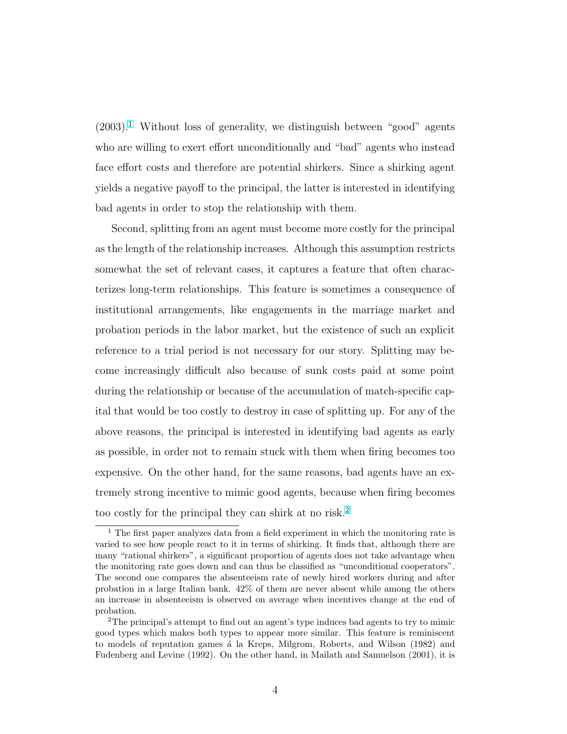(2003).[1] Without loss of generality, we distinguish between "good" agents who are willing to exert effort unconditionally and "bad" agents who instead face effort costs and therefore are potential shirkers. Since a shirking agent yields a negative payoff to the principal, the latter is interested in identifying bad agents in order to stop the relationship with them.

Second, splitting from an agent must become more costly for the principal as the length of the relationship increases. Although this assumption restricts somewhat the set of relevant cases, it captures a feature that often characterizes long-term relationships. This feature is sometimes a consequence of institutional arrangements, like engagements in the marriage market and probation periods in the labor market, but the existence of such an explicit reference to a trial period is not necessary for our story. Splitting may become increasingly difficult also because of sunk costs paid at some point during the relationship or because of the accumulation of match-specific capital that would be too costly to destroy in case of splitting up. For any of the above reasons, the principal is interested in identifying bad agents as early as possible, in order not to remain stuck with them when firing becomes too expensive. On the other hand, for the same reasons, bad agents have an extremely strong incentive to mimic good agents, because when firing becomes too costly for the principal they can shirk at no risk.[2]

[1] The first paper analyzes data from a field experiment in which the monitoring rate is varied to see how people react to it in terms of shirking. It finds that, although there are many "rational shirkers", a significant proportion of agents does not take advantage when the monitoring rate goes down and can thus be classified as "unconditional cooperators". The second one compares the absenteeism rate of newly hired workers during and after probation in a large Italian bank. 42% of them are never absent while among the others an increase in absenteeism is observed on average when incentives change at the end of probation.

[2] The principal's attempt to find out an agent's type induces bad agents to try to mimic good types which makes both types to appear more similar. This feature is reminiscent to models of reputation games á la Kreps, Milgrom, Roberts, and Wilson (1982) and Fudenberg and Levine (1992). On the other hand, in Mailath and Samuelson (2001), it is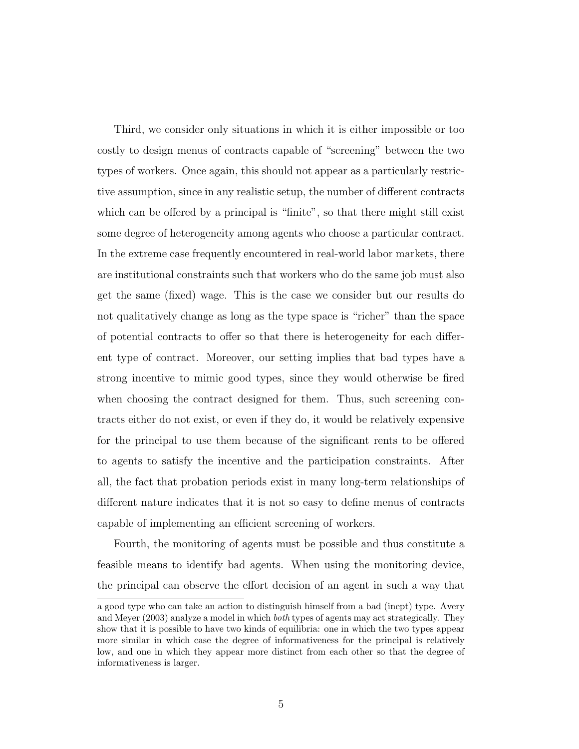Third, we consider only situations in which it is either impossible or too costly to design menus of contracts capable of "screening" between the two types of workers. Once again, this should not appear as a particularly restrictive assumption, since in any realistic setup, the number of different contracts which can be offered by a principal is "finite", so that there might still exist some degree of heterogeneity among agents who choose a particular contract. In the extreme case frequently encountered in real-world labor markets, there are institutional constraints such that workers who do the same job must also get the same (fixed) wage. This is the case we consider but our results do not qualitatively change as long as the type space is "richer" than the space of potential contracts to offer so that there is heterogeneity for each different type of contract. Moreover, our setting implies that bad types have a strong incentive to mimic good types, since they would otherwise be fired when choosing the contract designed for them. Thus, such screening contracts either do not exist, or even if they do, it would be relatively expensive for the principal to use them because of the significant rents to be offered to agents to satisfy the incentive and the participation constraints. After all, the fact that probation periods exist in many long-term relationships of different nature indicates that it is not so easy to define menus of contracts capable of implementing an efficient screening of workers.

Fourth, the monitoring of agents must be possible and thus constitute a feasible means to identify bad agents. When using the monitoring device, the principal can observe the effort decision of an agent in such a way that

a good type who can take an action to distinguish himself from a bad (inept) type. Avery and Meyer (2003) analyze a model in which *both* types of agents may act strategically. They show that it is possible to have two kinds of equilibria: one in which the two types appear more similar in which case the degree of informativeness for the principal is relatively low, and one in which they appear more distinct from each other so that the degree of informativeness is larger.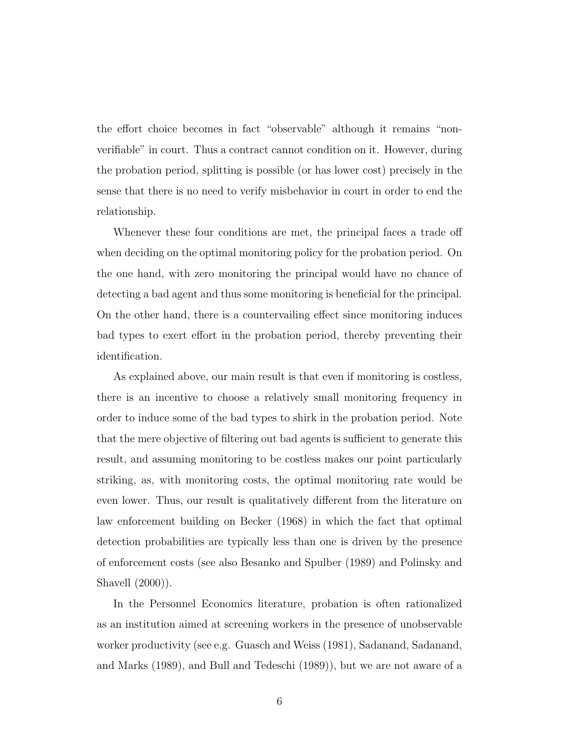the effort choice becomes in fact "observable" although it remains "non-verifiable" in court. Thus a contract cannot condition on it. However, during the probation period, splitting is possible (or has lower cost) precisely in the sense that there is no need to verify misbehavior in court in order to end the relationship.

Whenever these four conditions are met, the principal faces a trade off when deciding on the optimal monitoring policy for the probation period. On the one hand, with zero monitoring the principal would have no chance of detecting a bad agent and thus some monitoring is beneficial for the principal. On the other hand, there is a countervailing effect since monitoring induces bad types to exert effort in the probation period, thereby preventing their identification.

As explained above, our main result is that even if monitoring is costless, there is an incentive to choose a relatively small monitoring frequency in order to induce some of the bad types to shirk in the probation period. Note that the mere objective of filtering out bad agents is sufficient to generate this result, and assuming monitoring to be costless makes our point particularly striking, as, with monitoring costs, the optimal monitoring rate would be even lower. Thus, our result is qualitatively different from the literature on law enforcement building on Becker (1968) in which the fact that optimal detection probabilities are typically less than one is driven by the presence of enforcement costs (see also Besanko and Spulber (1989) and Polinsky and Shavell (2000)).

In the Personnel Economics literature, probation is often rationalized as an institution aimed at screening workers in the presence of unobservable worker productivity (see e.g. Guasch and Weiss (1981), Sadanand, Sadanand, and Marks (1989), and Bull and Tedeschi (1989)), but we are not aware of a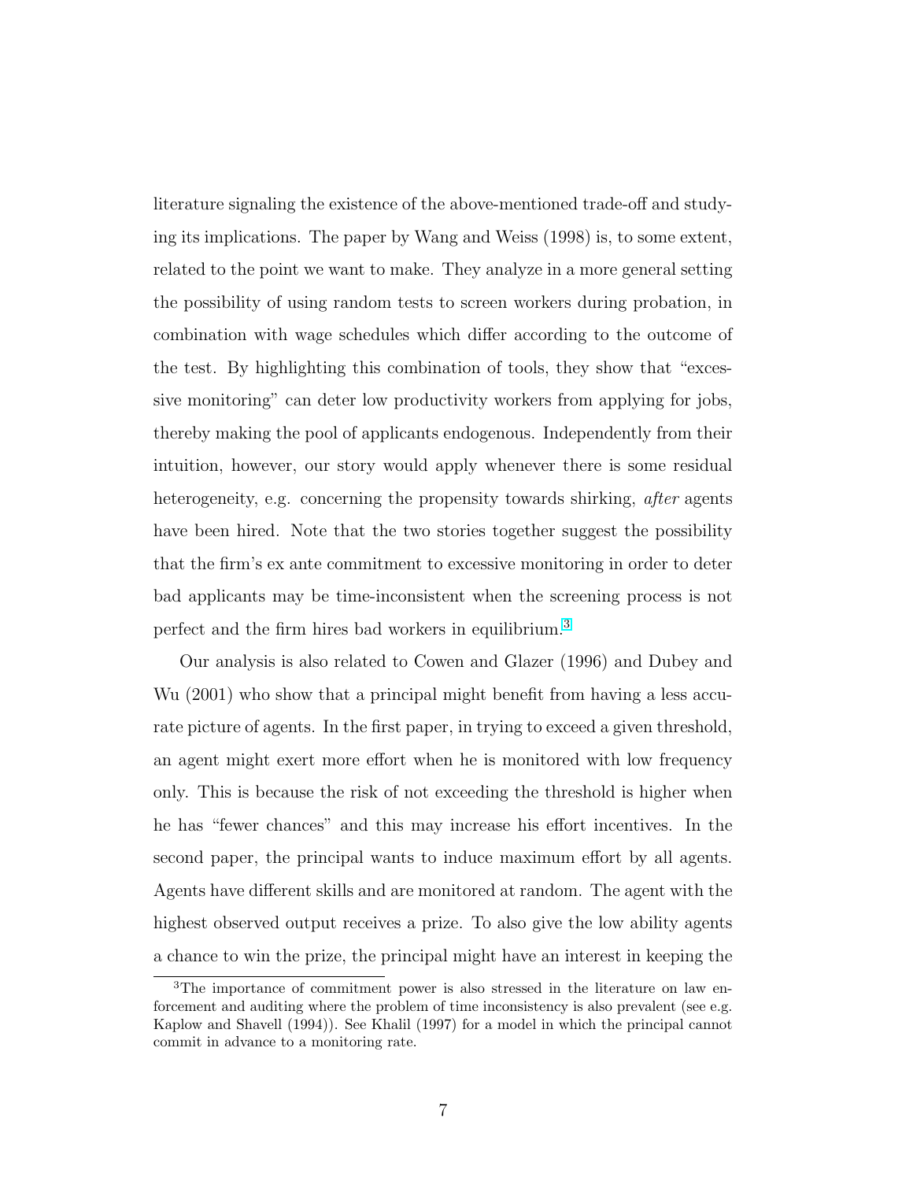literature signaling the existence of the above-mentioned trade-off and studying its implications. The paper by Wang and Weiss (1998) is, to some extent, related to the point we want to make. They analyze in a more general setting the possibility of using random tests to screen workers during probation, in combination with wage schedules which differ according to the outcome of the test. By highlighting this combination of tools, they show that "excessive monitoring" can deter low productivity workers from applying for jobs, thereby making the pool of applicants endogenous. Independently from their intuition, however, our story would apply whenever there is some residual heterogeneity, e.g. concerning the propensity towards shirking, *after* agents have been hired. Note that the two stories together suggest the possibility that the firm's ex ante commitment to excessive monitoring in order to deter bad applicants may be time-inconsistent when the screening process is not perfect and the firm hires bad workers in equilibrium.[3]

Our analysis is also related to Cowen and Glazer (1996) and Dubey and Wu (2001) who show that a principal might benefit from having a less accurate picture of agents. In the first paper, in trying to exceed a given threshold, an agent might exert more effort when he is monitored with low frequency only. This is because the risk of not exceeding the threshold is higher when he has "fewer chances" and this may increase his effort incentives. In the second paper, the principal wants to induce maximum effort by all agents. Agents have different skills and are monitored at random. The agent with the highest observed output receives a prize. To also give the low ability agents a chance to win the prize, the principal might have an interest in keeping the

[3]The importance of commitment power is also stressed in the literature on law enforcement and auditing where the problem of time inconsistency is also prevalent (see e.g. Kaplow and Shavell (1994)). See Khalil (1997) for a model in which the principal cannot commit in advance to a monitoring rate.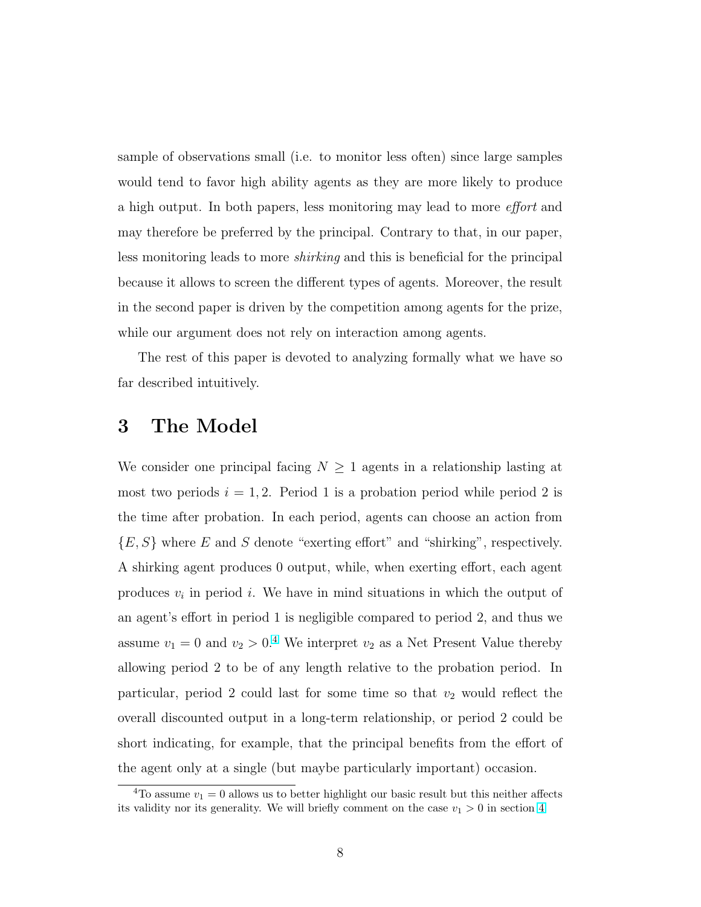sample of observations small (i.e. to monitor less often) since large samples would tend to favor high ability agents as they are more likely to produce a high output. In both papers, less monitoring may lead to more *effort* and may therefore be preferred by the principal. Contrary to that, in our paper, less monitoring leads to more *shirking* and this is beneficial for the principal because it allows to screen the different types of agents. Moreover, the result in the second paper is driven by the competition among agents for the prize, while our argument does not rely on interaction among agents.

The rest of this paper is devoted to analyzing formally what we have so far described intuitively.

# 3 The Model

We consider one principal facing $N \geq 1$ agents in a relationship lasting at most two periods $i = 1, 2$. Period 1 is a probation period while period 2 is the time after probation. In each period, agents can choose an action from $\{E, S\}$ where $E$ and $S$ denote "exerting effort" and "shirking", respectively. A shirking agent produces 0 output, while, when exerting effort, each agent produces $v_i$ in period $i$. We have in mind situations in which the output of an agent's effort in period 1 is negligible compared to period 2, and thus we assume $v_1 = 0$ and $v_2 > 0$.[4] We interpret $v_2$ as a Net Present Value thereby allowing period 2 to be of any length relative to the probation period. In particular, period 2 could last for some time so that $v_2$ would reflect the overall discounted output in a long-term relationship, or period 2 could be short indicating, for example, that the principal benefits from the effort of the agent only at a single (but maybe particularly important) occasion.

[4] To assume $v_1 = 0$ allows us to better highlight our basic result but this neither affects its validity nor its generality. We will briefly comment on the case $v_1 > 0$ in section 4.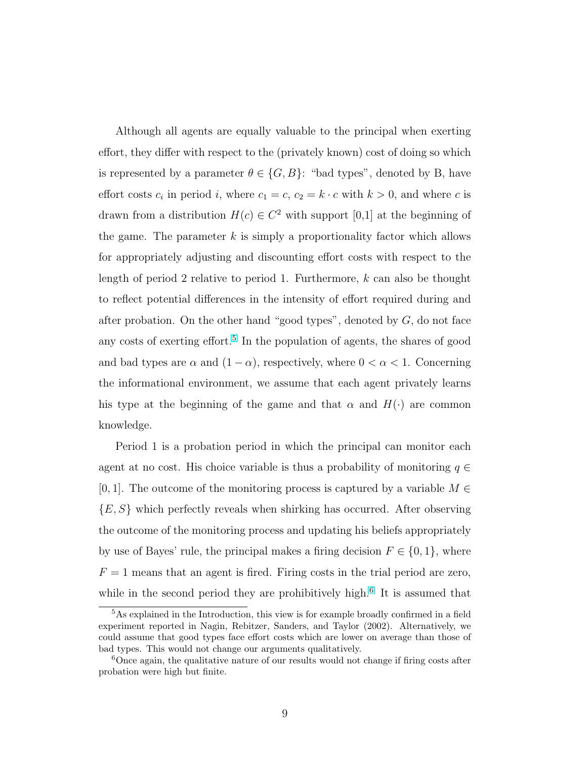Although all agents are equally valuable to the principal when exerting effort, they differ with respect to the (privately known) cost of doing so which is represented by a parameter $\theta \in \{G, B\}$: "bad types", denoted by B, have effort costs $c_i$ in period $i$, where $c_1 = c$, $c_2 = k \cdot c$ with $k > 0$, and where $c$ is drawn from a distribution $H(c) \in C^2$ with support [0,1] at the beginning of the game. The parameter $k$ is simply a proportionality factor which allows for appropriately adjusting and discounting effort costs with respect to the length of period 2 relative to period 1. Furthermore, $k$ can also be thought to reflect potential differences in the intensity of effort required during and after probation. On the other hand "good types", denoted by $G$, do not face any costs of exerting effort.[5] In the population of agents, the shares of good and bad types are $\alpha$ and $(1 - \alpha)$, respectively, where $0 < \alpha < 1$. Concerning the informational environment, we assume that each agent privately learns his type at the beginning of the game and that $\alpha$ and $H(\cdot)$ are common knowledge.

Period 1 is a probation period in which the principal can monitor each agent at no cost. His choice variable is thus a probability of monitoring $q \in [0, 1]$. The outcome of the monitoring process is captured by a variable $M \in \{E, S\}$ which perfectly reveals when shirking has occurred. After observing the outcome of the monitoring process and updating his beliefs appropriately by use of Bayes' rule, the principal makes a firing decision $F \in \{0, 1\}$, where $F = 1$ means that an agent is fired. Firing costs in the trial period are zero, while in the second period they are prohibitively high.[6] It is assumed that

[5] As explained in the Introduction, this view is for example broadly confirmed in a field experiment reported in Nagin, Rebitzer, Sanders, and Taylor (2002). Alternatively, we could assume that good types face effort costs which are lower on average than those of bad types. This would not change our arguments qualitatively.

[6] Once again, the qualitative nature of our results would not change if firing costs after probation were high but finite.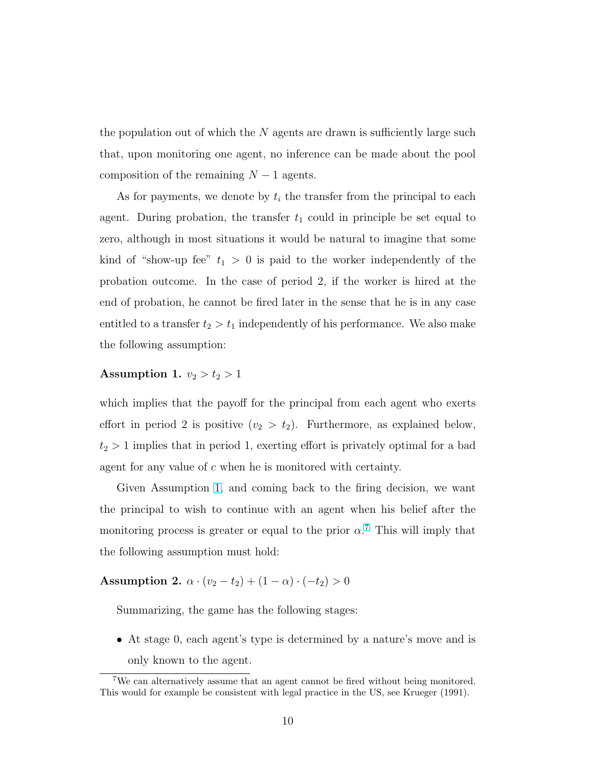the population out of which the $N$ agents are drawn is sufficiently large such that, upon monitoring one agent, no inference can be made about the pool composition of the remaining $N-1$ agents.

As for payments, we denote by $t_i$ the transfer from the principal to each agent. During probation, the transfer $t_1$ could in principle be set equal to zero, although in most situations it would be natural to imagine that some kind of "show-up fee" $t_1 > 0$ is paid to the worker independently of the probation outcome. In the case of period 2, if the worker is hired at the end of probation, he cannot be fired later in the sense that he is in any case entitled to a transfer $t_2 > t_1$ independently of his performance. We also make the following assumption:

**Assumption 1.** $v_2 > t_2 > 1$

which implies that the payoff for the principal from each agent who exerts effort in period 2 is positive ($v_2 > t_2$). Furthermore, as explained below, $t_2 > 1$ implies that in period 1, exerting effort is privately optimal for a bad agent for any value of $c$ when he is monitored with certainty.

Given Assumption 1, and coming back to the firing decision, we want the principal to wish to continue with an agent when his belief after the monitoring process is greater or equal to the prior $\alpha$.[7] This will imply that the following assumption must hold:

**Assumption 2.** $\alpha \cdot (v_2 - t_2) + (1-\alpha) \cdot (-t_2) > 0$

Summarizing, the game has the following stages:

- At stage 0, each agent's type is determined by a nature's move and is only known to the agent.

[7] We can alternatively assume that an agent cannot be fired without being monitored. This would for example be consistent with legal practice in the US, see Krueger (1991).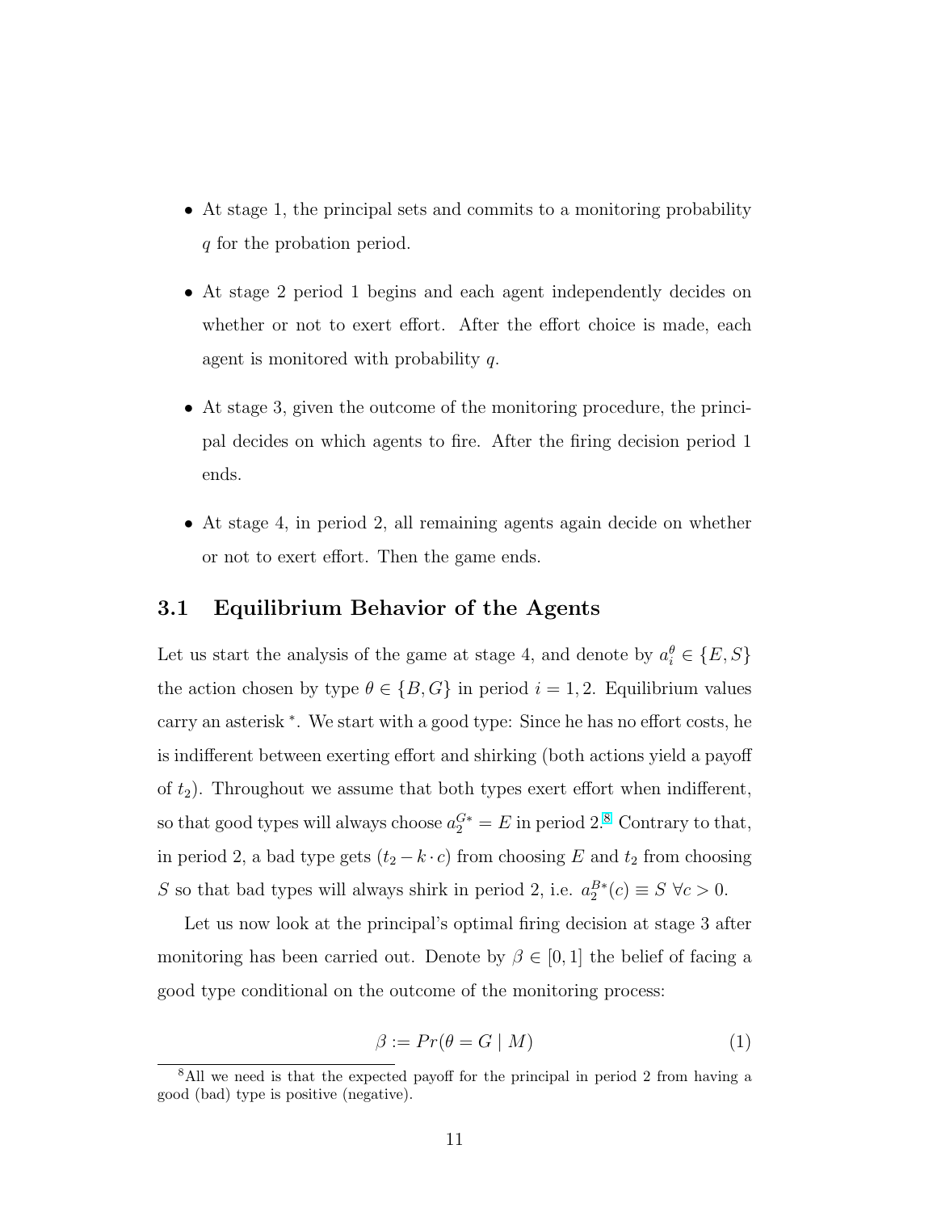- At stage 1, the principal sets and commits to a monitoring probability $q$ for the probation period.
- At stage 2 period 1 begins and each agent independently decides on whether or not to exert effort. After the effort choice is made, each agent is monitored with probability $q$.
- At stage 3, given the outcome of the monitoring procedure, the principal decides on which agents to fire. After the firing decision period 1 ends.
- At stage 4, in period 2, all remaining agents again decide on whether or not to exert effort. Then the game ends.

### 3.1 Equilibrium Behavior of the Agents

Let us start the analysis of the game at stage 4, and denote by $a_i^\theta \in \{E, S\}$ the action chosen by type $\theta \in \{B, G\}$ in period $i = 1, 2$. Equilibrium values carry an asterisk $^*$. We start with a good type: Since he has no effort costs, he is indifferent between exerting effort and shirking (both actions yield a payoff of $t_2$). Throughout we assume that both types exert effort when indifferent, so that good types will always choose $a_2^{G*} = E$ in period 2.[8] Contrary to that, in period 2, a bad type gets $(t_2 - k \cdot c)$ from choosing $E$ and $t_2$ from choosing $S$ so that bad types will always shirk in period 2, i.e. $a_2^{B*}(c) \equiv S \ \forall c > 0$.

Let us now look at the principal's optimal firing decision at stage 3 after monitoring has been carried out. Denote by $\beta \in [0, 1]$ the belief of facing a good type conditional on the outcome of the monitoring process:

$$\beta := Pr(\theta = G \mid M) \tag{1}$$

[8] All we need is that the expected payoff for the principal in period 2 from having a good (bad) type is positive (negative).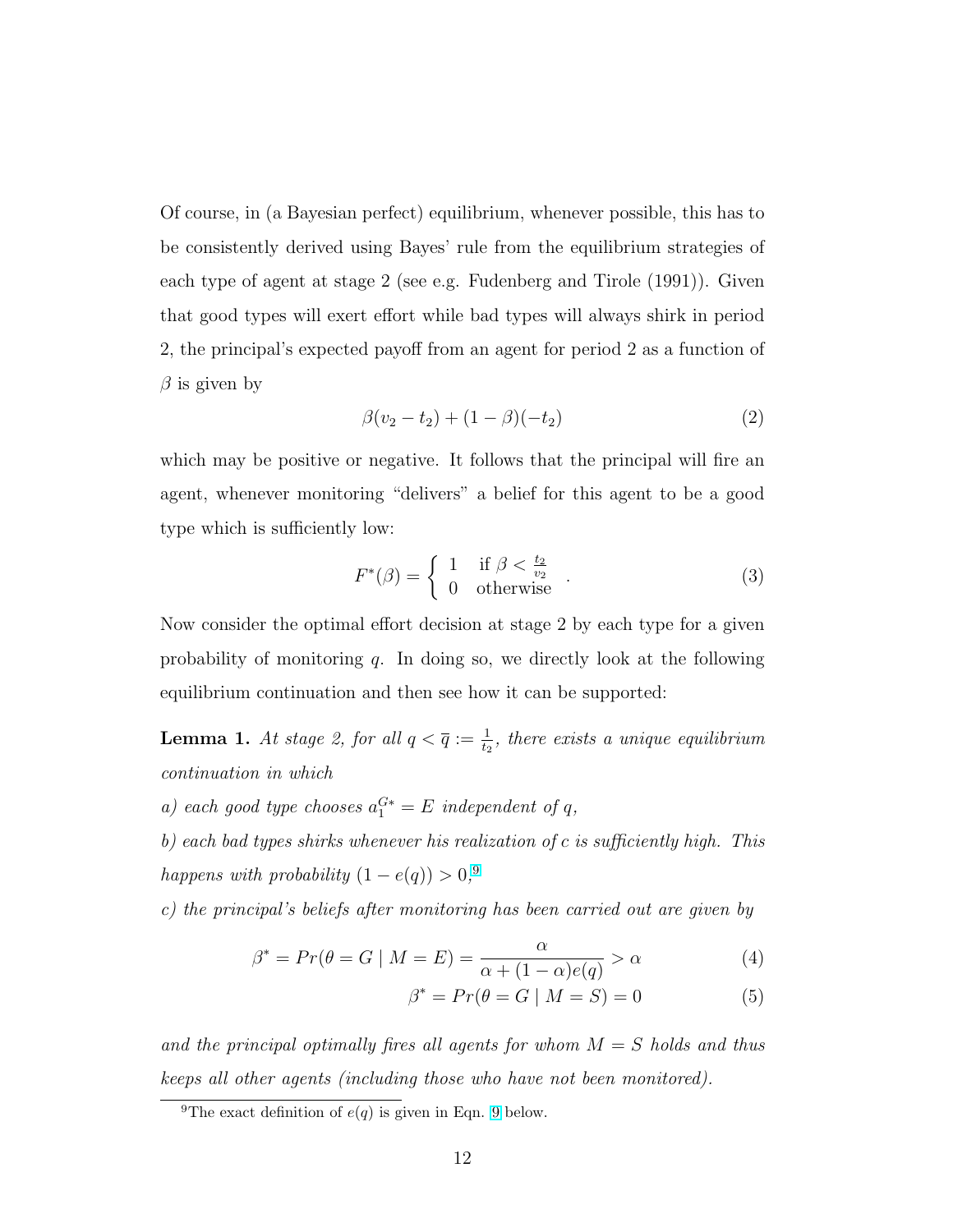Of course, in (a Bayesian perfect) equilibrium, whenever possible, this has to be consistently derived using Bayes' rule from the equilibrium strategies of each type of agent at stage 2 (see e.g. Fudenberg and Tirole (1991)). Given that good types will exert effort while bad types will always shirk in period 2, the principal's expected payoff from an agent for period 2 as a function of $\beta$ is given by

$$\beta(v_2 - t_2) + (1-\beta)(-t_2) \tag{2}$$

which may be positive or negative. It follows that the principal will fire an agent, whenever monitoring "delivers" a belief for this agent to be a good type which is sufficiently low:

$$F^*(\beta) = \begin{cases} 1 & \text{if } \beta < \frac{t_2}{v_2} \\ 0 & \text{otherwise} \end{cases} . \tag{3}$$

Now consider the optimal effort decision at stage 2 by each type for a given probability of monitoring $q$. In doing so, we directly look at the following equilibrium continuation and then see how it can be supported:

**Lemma 1.** *At stage 2, for all $q < \overline{q} := \frac{1}{t_2}$, there exists a unique equilibrium continuation in which*

*a) each good type chooses $a_1^{G*} = E$ independent of $q$,*

*b) each bad types shirks whenever his realization of $c$ is sufficiently high. This happens with probability $(1 - e(q)) > 0$,*[9]

*c) the principal's beliefs after monitoring has been carried out are given by*

$$\beta^* = Pr(\theta = G \mid M = E) = \frac{\alpha}{\alpha + (1-\alpha)e(q)} > \alpha \tag{4}$$

$$\beta^* = Pr(\theta = G \mid M = S) = 0 \tag{5}$$

*and the principal optimally fires all agents for whom $M = S$ holds and thus keeps all other agents (including those who have not been monitored).*

[9] The exact definition of $e(q)$ is given in Eqn. 9 below.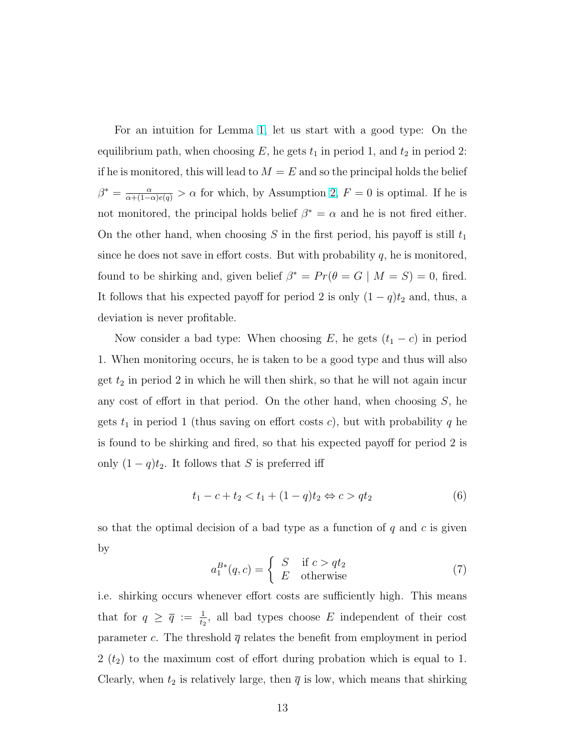For an intuition for Lemma 1, let us start with a good type: On the equilibrium path, when choosing $E$, he gets $t_1$ in period 1, and $t_2$ in period 2: if he is monitored, this will lead to $M = E$ and so the principal holds the belief $\beta^* = \frac{\alpha}{\alpha+(1-\alpha)e(q)} > \alpha$ for which, by Assumption 2, $F = 0$ is optimal. If he is not monitored, the principal holds belief $\beta^* = \alpha$ and he is not fired either. On the other hand, when choosing $S$ in the first period, his payoff is still $t_1$ since he does not save in effort costs. But with probability $q$, he is monitored, found to be shirking and, given belief $\beta^* = Pr(\theta = G \mid M = S) = 0$, fired. It follows that his expected payoff for period 2 is only $(1-q)t_2$ and, thus, a deviation is never profitable.

Now consider a bad type: When choosing $E$, he gets $(t_1 - c)$ in period 1. When monitoring occurs, he is taken to be a good type and thus will also get $t_2$ in period 2 in which he will then shirk, so that he will not again incur any cost of effort in that period. On the other hand, when choosing $S$, he gets $t_1$ in period 1 (thus saving on effort costs $c$), but with probability $q$ he is found to be shirking and fired, so that his expected payoff for period 2 is only $(1-q)t_2$. It follows that $S$ is preferred iff

$$t_1 - c + t_2 < t_1 + (1-q)t_2 \Leftrightarrow c > qt_2 \tag{6}$$

so that the optimal decision of a bad type as a function of $q$ and $c$ is given by

$$a_1^{B*}(q, c) = \begin{cases} S & \text{if } c > qt_2 \\ E & \text{otherwise} \end{cases} \tag{7}$$

i.e. shirking occurs whenever effort costs are sufficiently high. This means that for $q \geq \overline{q} := \frac{1}{t_2}$, all bad types choose $E$ independent of their cost parameter $c$. The threshold $\overline{q}$ relates the benefit from employment in period 2 ($t_2$) to the maximum cost of effort during probation which is equal to 1. Clearly, when $t_2$ is relatively large, then $\overline{q}$ is low, which means that shirking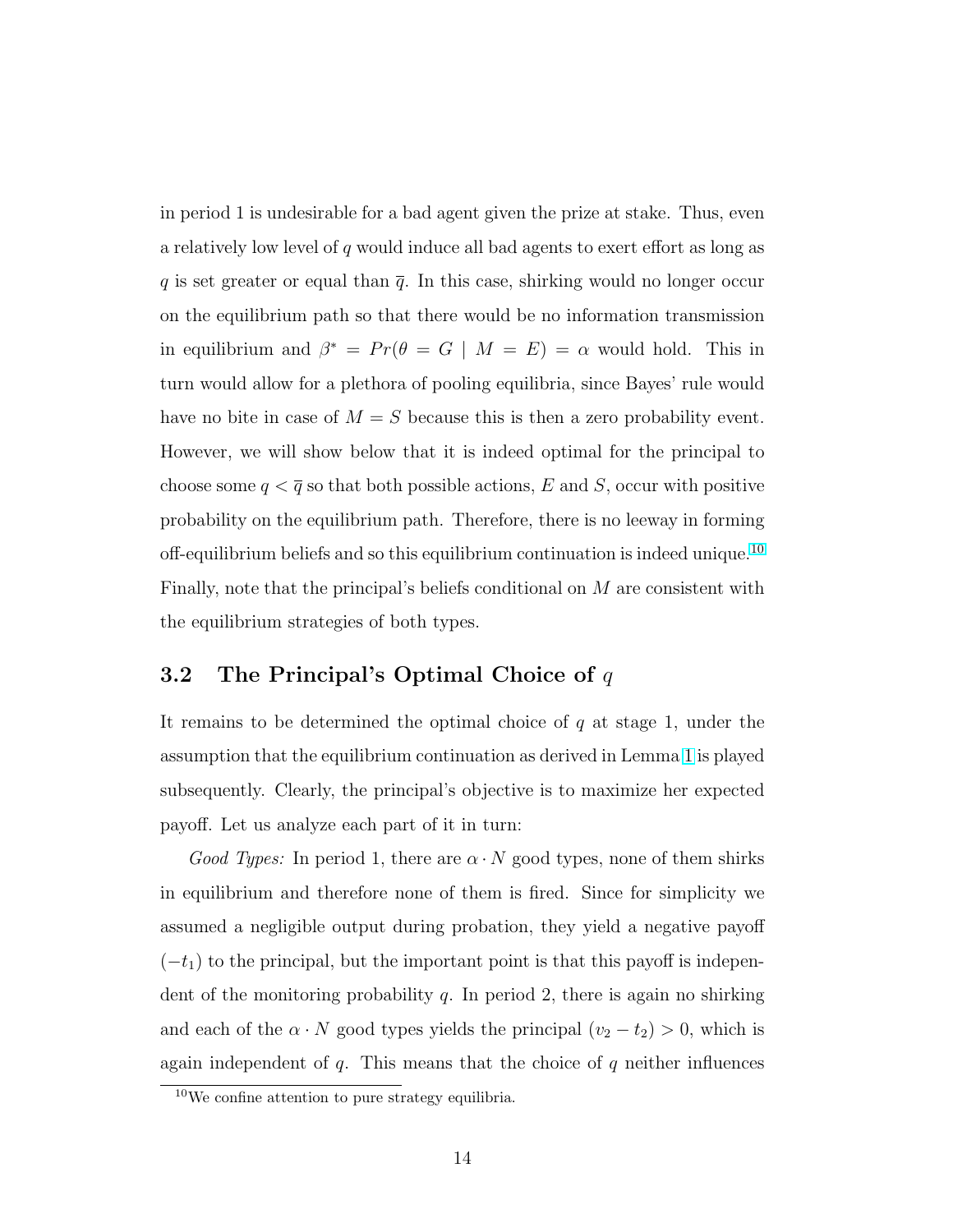in period 1 is undesirable for a bad agent given the prize at stake. Thus, even a relatively low level of $q$ would induce all bad agents to exert effort as long as $q$ is set greater or equal than $\overline{q}$. In this case, shirking would no longer occur on the equilibrium path so that there would be no information transmission in equilibrium and $\beta^* = Pr(\theta = G \mid M = E) = \alpha$ would hold. This in turn would allow for a plethora of pooling equilibria, since Bayes' rule would have no bite in case of $M = S$ because this is then a zero probability event. However, we will show below that it is indeed optimal for the principal to choose some $q < \overline{q}$ so that both possible actions, $E$ and $S$, occur with positive probability on the equilibrium path. Therefore, there is no leeway in forming off-equilibrium beliefs and so this equilibrium continuation is indeed unique.[10] Finally, note that the principal's beliefs conditional on $M$ are consistent with the equilibrium strategies of both types.

### 3.2 The Principal's Optimal Choice of $q$

It remains to be determined the optimal choice of $q$ at stage 1, under the assumption that the equilibrium continuation as derived in Lemma 1 is played subsequently. Clearly, the principal's objective is to maximize her expected payoff. Let us analyze each part of it in turn:

*Good Types:* In period 1, there are $\alpha \cdot N$ good types, none of them shirks in equilibrium and therefore none of them is fired. Since for simplicity we assumed a negligible output during probation, they yield a negative payoff $(-t_1)$ to the principal, but the important point is that this payoff is independent of the monitoring probability $q$. In period 2, there is again no shirking and each of the $\alpha \cdot N$ good types yields the principal $(v_2 - t_2) > 0$, which is again independent of $q$. This means that the choice of $q$ neither influences

[10] We confine attention to pure strategy equilibria.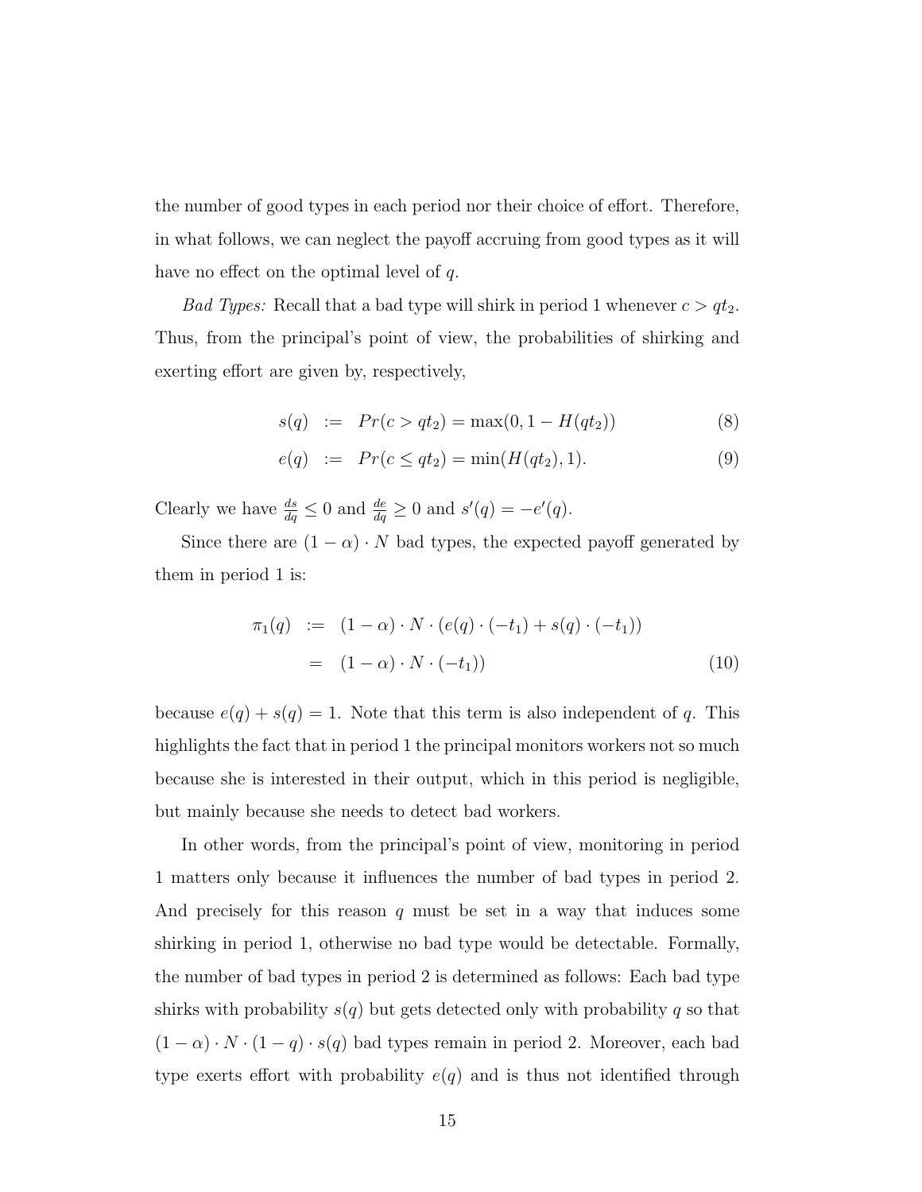the number of good types in each period nor their choice of effort. Therefore, in what follows, we can neglect the payoff accruing from good types as it will have no effect on the optimal level of $q$.

*Bad Types:* Recall that a bad type will shirk in period 1 whenever $c > qt_2$. Thus, from the principal's point of view, the probabilities of shirking and exerting effort are given by, respectively,

$$
\begin{aligned}
s(q) &:= Pr(c > qt_2) = \max(0, 1 - H(qt_2)) \qquad (8)\\
e(q) &:= Pr(c \leq qt_2) = \min(H(qt_2), 1). \qquad (9)
\end{aligned}
$$

Clearly we have $\frac{ds}{dq} \leq 0$ and $\frac{de}{dq} \geq 0$ and $s'(q) = -e'(q)$.

Since there are $(1 - \alpha) \cdot N$ bad types, the expected payoff generated by them in period 1 is:

$$
\begin{aligned}
\pi_1(q) &:= (1 - \alpha) \cdot N \cdot (e(q) \cdot (-t_1) + s(q) \cdot (-t_1))\\
&= (1 - \alpha) \cdot N \cdot (-t_1)) \qquad (10)
\end{aligned}
$$

because $e(q) + s(q) = 1$. Note that this term is also independent of $q$. This highlights the fact that in period 1 the principal monitors workers not so much because she is interested in their output, which in this period is negligible, but mainly because she needs to detect bad workers.

In other words, from the principal's point of view, monitoring in period 1 matters only because it influences the number of bad types in period 2. And precisely for this reason $q$ must be set in a way that induces some shirking in period 1, otherwise no bad type would be detectable. Formally, the number of bad types in period 2 is determined as follows: Each bad type shirks with probability $s(q)$ but gets detected only with probability $q$ so that $(1 - \alpha) \cdot N \cdot (1 - q) \cdot s(q)$ bad types remain in period 2. Moreover, each bad type exerts effort with probability $e(q)$ and is thus not identified through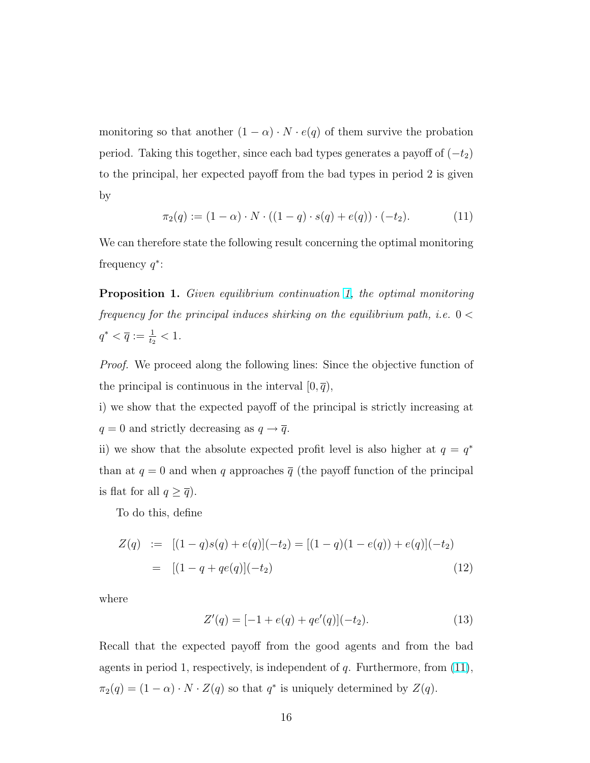monitoring so that another $(1-\alpha) \cdot N \cdot e(q)$ of them survive the probation period. Taking this together, since each bad types generates a payoff of $(-t_2)$ to the principal, her expected payoff from the bad types in period 2 is given by

$$\pi_2(q) := (1-\alpha) \cdot N \cdot ((1-q) \cdot s(q) + e(q)) \cdot (-t_2). \tag{11}$$

We can therefore state the following result concerning the optimal monitoring frequency $q^*$:

**Proposition 1.** *Given equilibrium continuation 1, the optimal monitoring frequency for the principal induces shirking on the equilibrium path, i.e.* $0 < q^* < \overline{q} := \frac{1}{t_2} < 1$.

*Proof.* We proceed along the following lines: Since the objective function of the principal is continuous in the interval $[0, \overline{q})$,

i) we show that the expected payoff of the principal is strictly increasing at $q = 0$ and strictly decreasing as $q \to \overline{q}$.

ii) we show that the absolute expected profit level is also higher at $q = q^*$ than at $q = 0$ and when $q$ approaches $\overline{q}$ (the payoff function of the principal is flat for all $q \geq \overline{q}$).

To do this, define

$$\begin{aligned} Z(q) &:= [(1-q)s(q) + e(q)](-t_2) = [(1-q)(1-e(q)) + e(q)](-t_2) \\ &= [(1-q+qe(q)](-t_2) \end{aligned} \tag{12}$$

where

$$Z'(q) = [-1 + e(q) + qe'(q)](-t_2). \tag{13}$$

Recall that the expected payoff from the good agents and from the bad agents in period 1, respectively, is independent of $q$. Furthermore, from (11), $\pi_2(q) = (1-\alpha) \cdot N \cdot Z(q)$ so that $q^*$ is uniquely determined by $Z(q)$.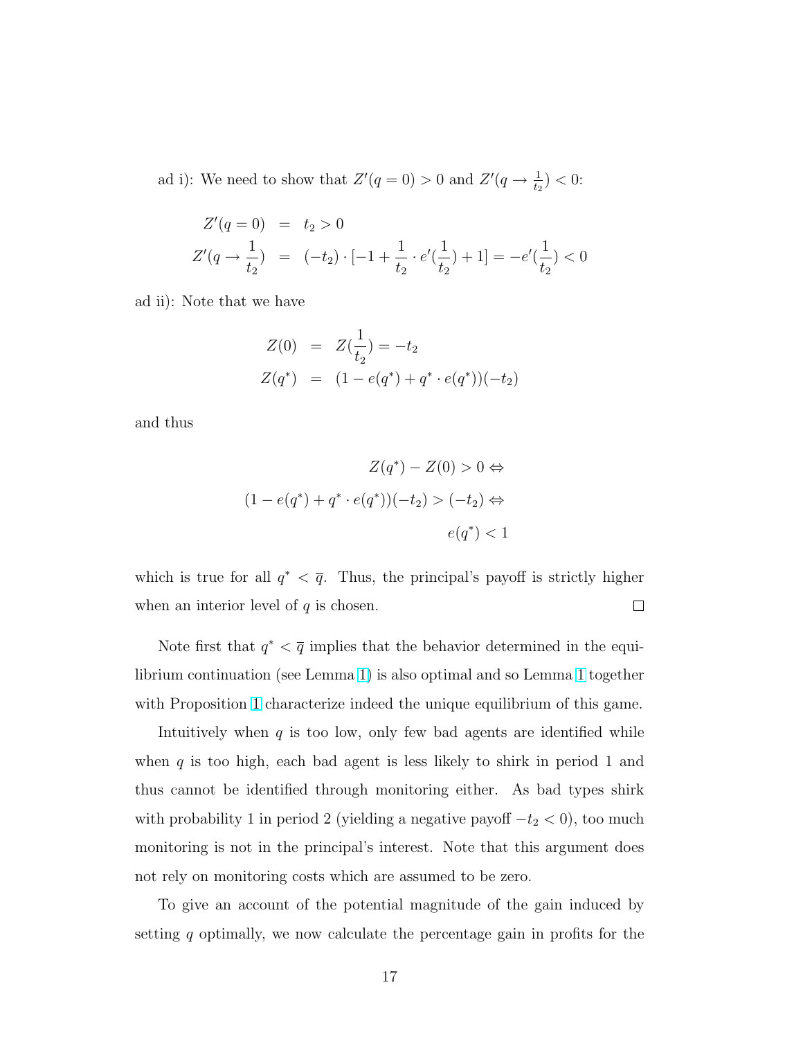ad i): We need to show that $Z'(q = 0) > 0$ and $Z'(q \to \frac{1}{t_2}) < 0$:

$$
\begin{aligned}
Z'(q = 0) &= t_2 > 0 \\
Z'(q \to \frac{1}{t_2}) &= (-t_2) \cdot [-1 + \frac{1}{t_2} \cdot e'(\frac{1}{t_2}) + 1] = -e'(\frac{1}{t_2}) < 0
\end{aligned}
$$

ad ii): Note that we have

$$
\begin{aligned}
Z(0) &= Z(\frac{1}{t_2}) = -t_2 \\
Z(q^*) &= (1 - e(q^*) + q^* \cdot e(q^*))(-t_2)
\end{aligned}
$$

and thus

$$
\begin{aligned}
Z(q^*) - Z(0) > 0 &\Leftrightarrow \\
(1 - e(q^*) + q^* \cdot e(q^*))(-t_2) > (-t_2) &\Leftrightarrow \\
e(q^*) < 1
\end{aligned}
$$

which is true for all $q^* < \overline{q}$. Thus, the principal's payoff is strictly higher when an interior level of $q$ is chosen. □

Note first that $q^* < \overline{q}$ implies that the behavior determined in the equilibrium continuation (see Lemma 1) is also optimal and so Lemma 1 together with Proposition 1 characterize indeed the unique equilibrium of this game.

Intuitively when $q$ is too low, only few bad agents are identified while when $q$ is too high, each bad agent is less likely to shirk in period 1 and thus cannot be identified through monitoring either. As bad types shirk with probability 1 in period 2 (yielding a negative payoff $-t_2 < 0$), too much monitoring is not in the principal's interest. Note that this argument does not rely on monitoring costs which are assumed to be zero.

To give an account of the potential magnitude of the gain induced by setting $q$ optimally, we now calculate the percentage gain in profits for the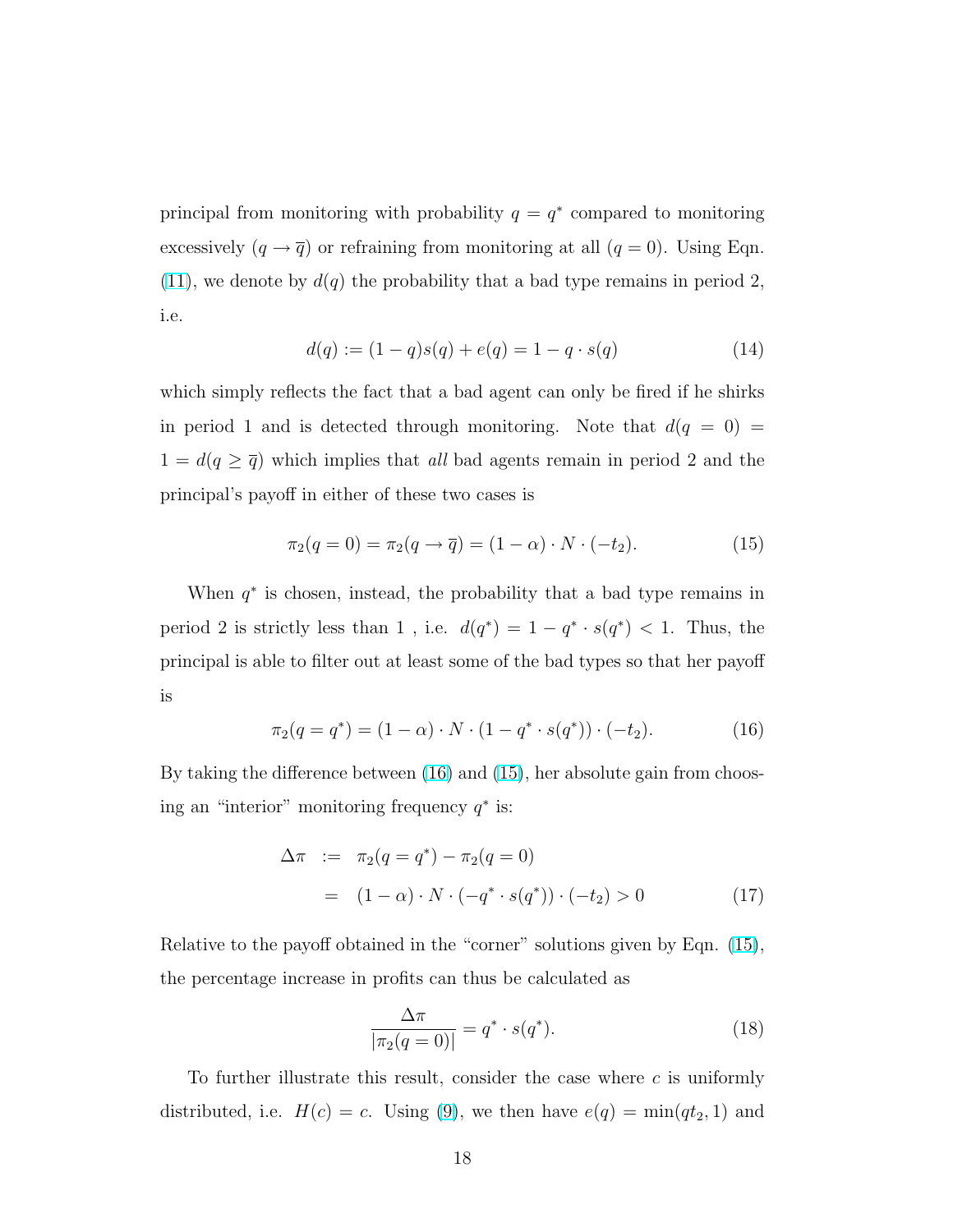principal from monitoring with probability $q = q^*$ compared to monitoring excessively ($q \to \overline{q}$) or refraining from monitoring at all ($q = 0$). Using Eqn. (11), we denote by $d(q)$ the probability that a bad type remains in period 2, i.e.

$$d(q) := (1-q)s(q) + e(q) = 1 - q \cdot s(q) \tag{14}$$

which simply reflects the fact that a bad agent can only be fired if he shirks in period 1 and is detected through monitoring. Note that $d(q = 0) = 1 = d(q \geq \overline{q})$ which implies that *all* bad agents remain in period 2 and the principal's payoff in either of these two cases is

$$\pi_2(q = 0) = \pi_2(q \to \overline{q}) = (1-\alpha) \cdot N \cdot (-t_2). \tag{15}$$

When $q^*$ is chosen, instead, the probability that a bad type remains in period 2 is strictly less than 1 , i.e. $d(q^*) = 1 - q^* \cdot s(q^*) < 1$. Thus, the principal is able to filter out at least some of the bad types so that her payoff is

$$\pi_2(q = q^*) = (1-\alpha) \cdot N \cdot (1 - q^* \cdot s(q^*)) \cdot (-t_2). \tag{16}$$

By taking the difference between (16) and (15), her absolute gain from choosing an "interior" monitoring frequency $q^*$ is:

$$\begin{aligned} \Delta\pi &:= \pi_2(q = q^*) - \pi_2(q = 0) \\ &= (1-\alpha) \cdot N \cdot (-q^* \cdot s(q^*)) \cdot (-t_2) > 0 \end{aligned} \tag{17}$$

Relative to the payoff obtained in the "corner" solutions given by Eqn. (15), the percentage increase in profits can thus be calculated as

$$\frac{\Delta\pi}{|\pi_2(q = 0)|} = q^* \cdot s(q^*). \tag{18}$$

To further illustrate this result, consider the case where $c$ is uniformly distributed, i.e. $H(c) = c$. Using (9), we then have $e(q) = \min(qt_2, 1)$ and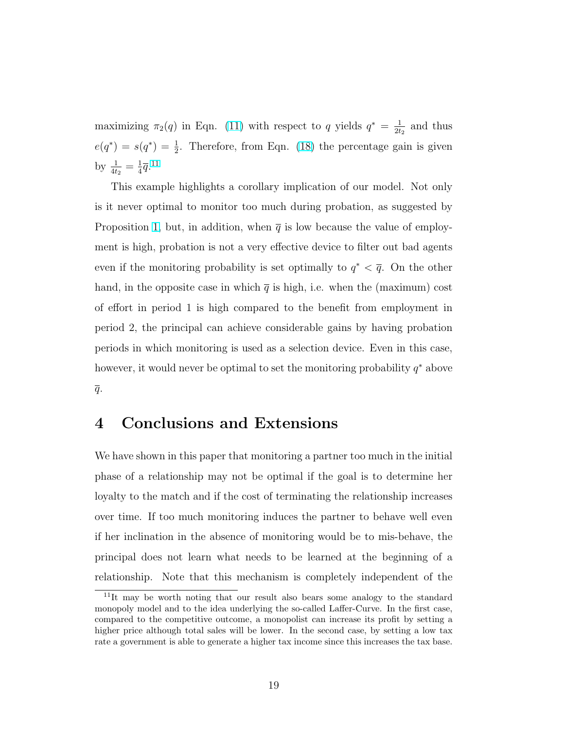maximizing $\pi_2(q)$ in Eqn. (11) with respect to $q$ yields $q^* = \frac{1}{2t_2}$ and thus $e(q^*) = s(q^*) = \frac{1}{2}$. Therefore, from Eqn. (18) the percentage gain is given by $\frac{1}{4t_2} = \frac{1}{4}\overline{q}$.[11]

This example highlights a corollary implication of our model. Not only is it never optimal to monitor too much during probation, as suggested by Proposition 1, but, in addition, when $\overline{q}$ is low because the value of employment is high, probation is not a very effective device to filter out bad agents even if the monitoring probability is set optimally to $q^* < \overline{q}$. On the other hand, in the opposite case in which $\overline{q}$ is high, i.e. when the (maximum) cost of effort in period 1 is high compared to the benefit from employment in period 2, the principal can achieve considerable gains by having probation periods in which monitoring is used as a selection device. Even in this case, however, it would never be optimal to set the monitoring probability $q^*$ above $\overline{q}$.

# 4 Conclusions and Extensions

We have shown in this paper that monitoring a partner too much in the initial phase of a relationship may not be optimal if the goal is to determine her loyalty to the match and if the cost of terminating the relationship increases over time. If too much monitoring induces the partner to behave well even if her inclination in the absence of monitoring would be to mis-behave, the principal does not learn what needs to be learned at the beginning of a relationship. Note that this mechanism is completely independent of the

[11] It may be worth noting that our result also bears some analogy to the standard monopoly model and to the idea underlying the so-called Laffer-Curve. In the first case, compared to the competitive outcome, a monopolist can increase its profit by setting a higher price although total sales will be lower. In the second case, by setting a low tax rate a government is able to generate a higher tax income since this increases the tax base.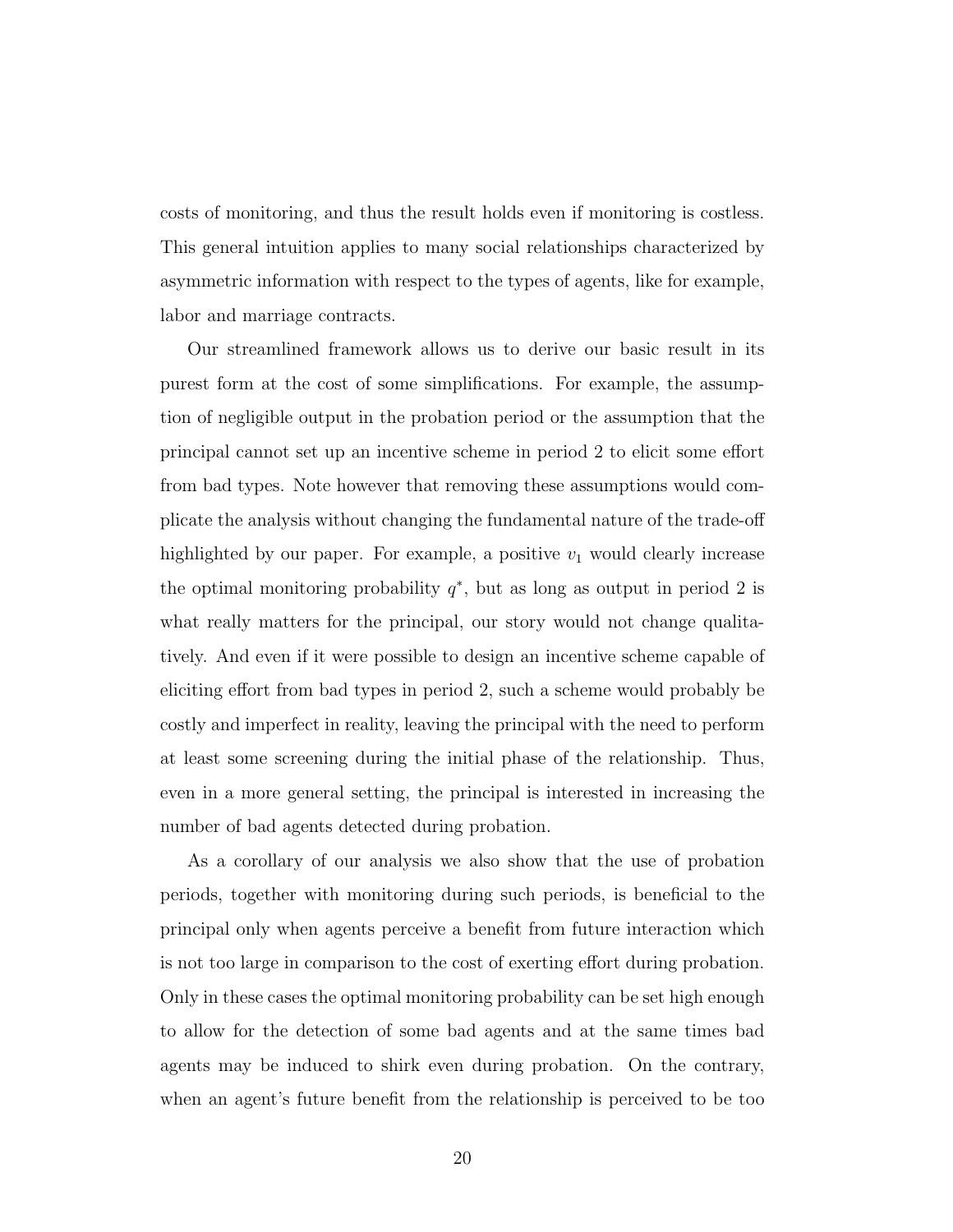costs of monitoring, and thus the result holds even if monitoring is costless. This general intuition applies to many social relationships characterized by asymmetric information with respect to the types of agents, like for example, labor and marriage contracts.

Our streamlined framework allows us to derive our basic result in its purest form at the cost of some simplifications. For example, the assumption of negligible output in the probation period or the assumption that the principal cannot set up an incentive scheme in period 2 to elicit some effort from bad types. Note however that removing these assumptions would complicate the analysis without changing the fundamental nature of the trade-off highlighted by our paper. For example, a positive $v_1$ would clearly increase the optimal monitoring probability $q^*$, but as long as output in period 2 is what really matters for the principal, our story would not change qualitatively. And even if it were possible to design an incentive scheme capable of eliciting effort from bad types in period 2, such a scheme would probably be costly and imperfect in reality, leaving the principal with the need to perform at least some screening during the initial phase of the relationship. Thus, even in a more general setting, the principal is interested in increasing the number of bad agents detected during probation.

As a corollary of our analysis we also show that the use of probation periods, together with monitoring during such periods, is beneficial to the principal only when agents perceive a benefit from future interaction which is not too large in comparison to the cost of exerting effort during probation. Only in these cases the optimal monitoring probability can be set high enough to allow for the detection of some bad agents and at the same times bad agents may be induced to shirk even during probation. On the contrary, when an agent's future benefit from the relationship is perceived to be too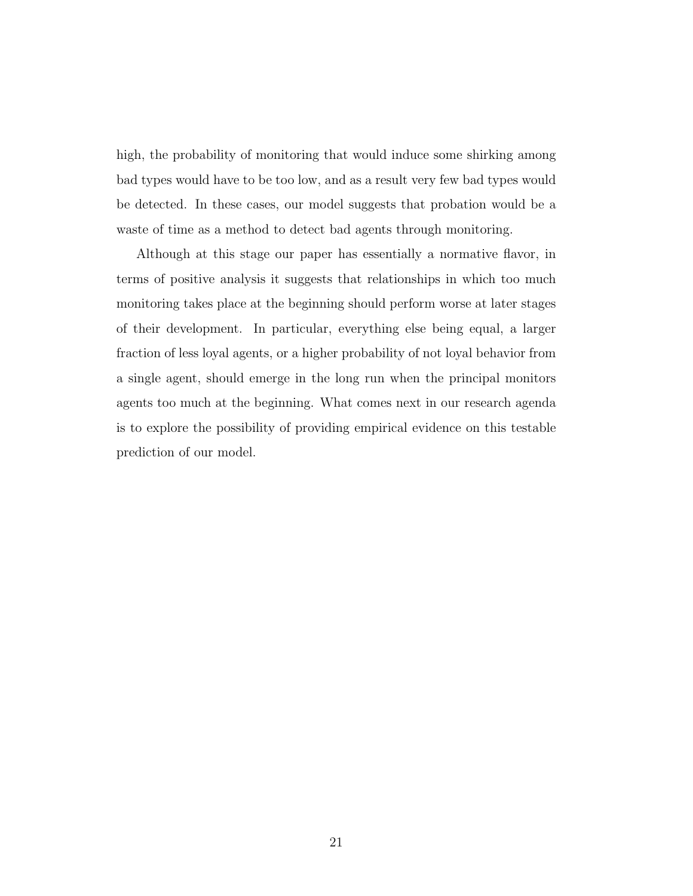high, the probability of monitoring that would induce some shirking among bad types would have to be too low, and as a result very few bad types would be detected. In these cases, our model suggests that probation would be a waste of time as a method to detect bad agents through monitoring.

Although at this stage our paper has essentially a normative flavor, in terms of positive analysis it suggests that relationships in which too much monitoring takes place at the beginning should perform worse at later stages of their development. In particular, everything else being equal, a larger fraction of less loyal agents, or a higher probability of not loyal behavior from a single agent, should emerge in the long run when the principal monitors agents too much at the beginning. What comes next in our research agenda is to explore the possibility of providing empirical evidence on this testable prediction of our model.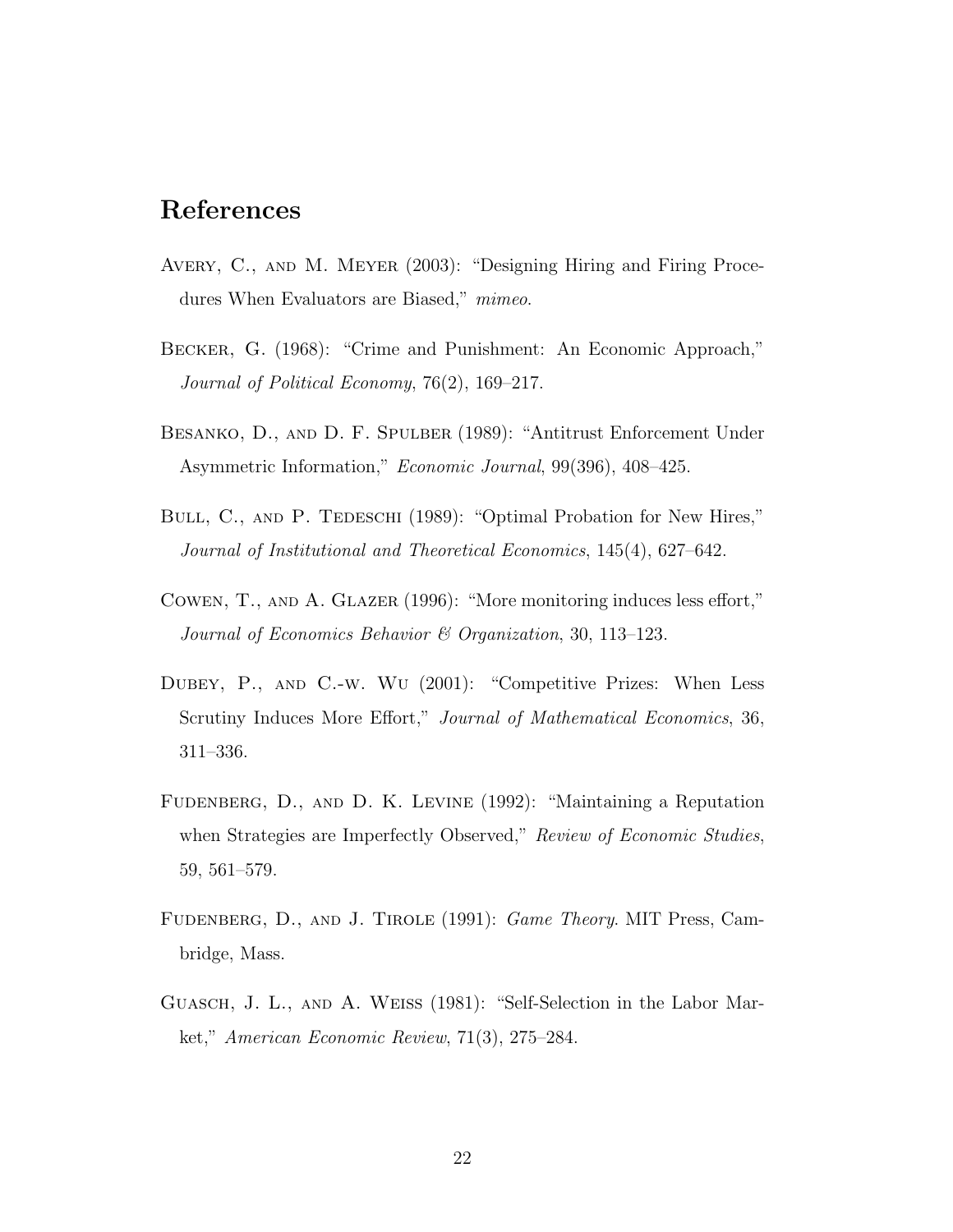## References

Avery, C., and M. Meyer (2003): "Designing Hiring and Firing Procedures When Evaluators are Biased," *mimeo*.

Becker, G. (1968): "Crime and Punishment: An Economic Approach," *Journal of Political Economy*, 76(2), 169–217.

Besanko, D., and D. F. Spulber (1989): "Antitrust Enforcement Under Asymmetric Information," *Economic Journal*, 99(396), 408–425.

Bull, C., and P. Tedeschi (1989): "Optimal Probation for New Hires," *Journal of Institutional and Theoretical Economics*, 145(4), 627–642.

Cowen, T., and A. Glazer (1996): "More monitoring induces less effort," *Journal of Economics Behavior & Organization*, 30, 113–123.

Dubey, P., and C.-w. Wu (2001): "Competitive Prizes: When Less Scrutiny Induces More Effort," *Journal of Mathematical Economics*, 36, 311–336.

Fudenberg, D., and D. K. Levine (1992): "Maintaining a Reputation when Strategies are Imperfectly Observed," *Review of Economic Studies*, 59, 561–579.

Fudenberg, D., and J. Tirole (1991): *Game Theory*. MIT Press, Cambridge, Mass.

Guasch, J. L., and A. Weiss (1981): "Self-Selection in the Labor Market," *American Economic Review*, 71(3), 275–284.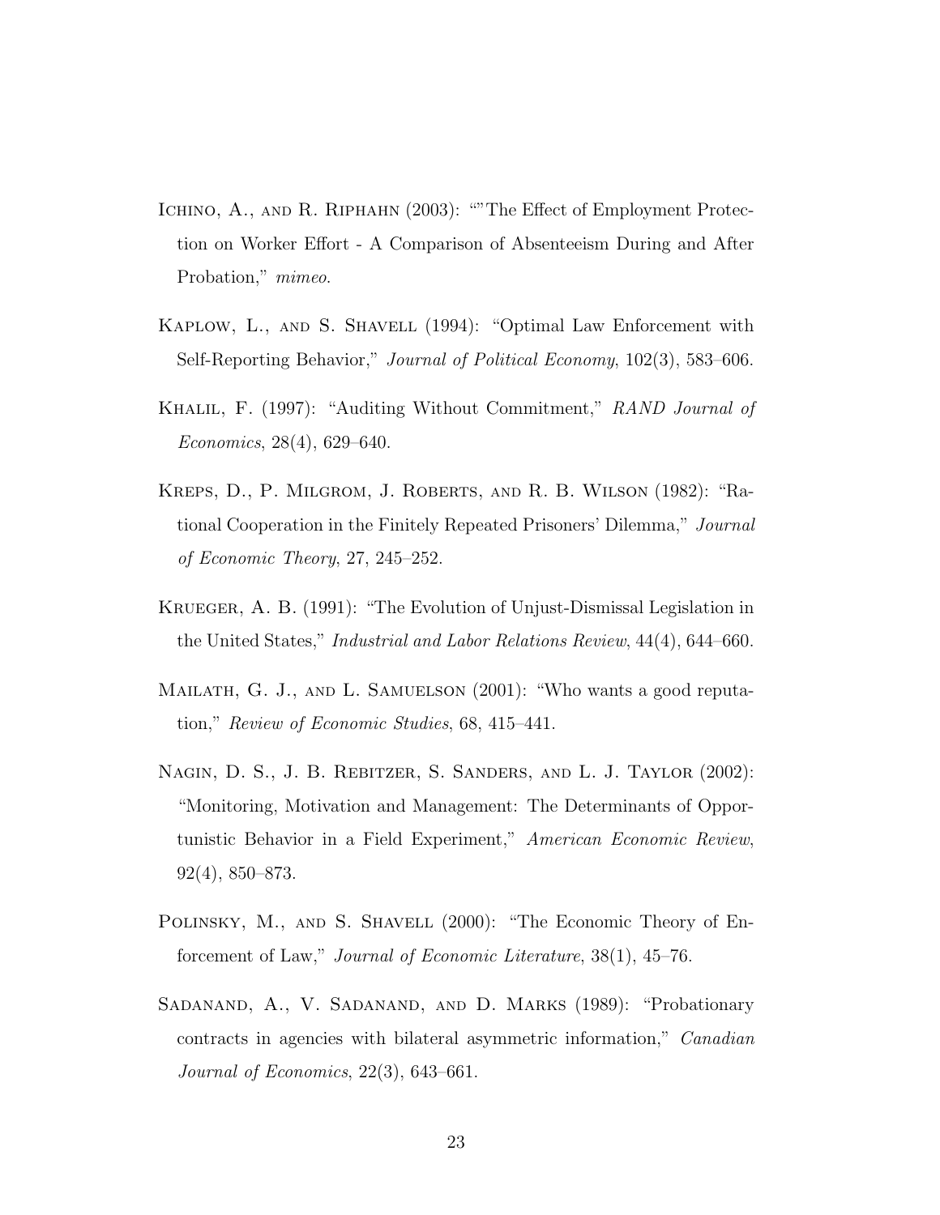Ichino, A., and R. Riphahn (2003): ""The Effect of Employment Protection on Worker Effort - A Comparison of Absenteeism During and After Probation," *mimeo*.

Kaplow, L., and S. Shavell (1994): "Optimal Law Enforcement with Self-Reporting Behavior," *Journal of Political Economy*, 102(3), 583–606.

Khalil, F. (1997): "Auditing Without Commitment," *RAND Journal of Economics*, 28(4), 629–640.

Kreps, D., P. Milgrom, J. Roberts, and R. B. Wilson (1982): "Rational Cooperation in the Finitely Repeated Prisoners' Dilemma," *Journal of Economic Theory*, 27, 245–252.

Krueger, A. B. (1991): "The Evolution of Unjust-Dismissal Legislation in the United States," *Industrial and Labor Relations Review*, 44(4), 644–660.

Mailath, G. J., and L. Samuelson (2001): "Who wants a good reputation," *Review of Economic Studies*, 68, 415–441.

Nagin, D. S., J. B. Rebitzer, S. Sanders, and L. J. Taylor (2002): "Monitoring, Motivation and Management: The Determinants of Opportunistic Behavior in a Field Experiment," *American Economic Review*, 92(4), 850–873.

Polinsky, M., and S. Shavell (2000): "The Economic Theory of Enforcement of Law," *Journal of Economic Literature*, 38(1), 45–76.

Sadanand, A., V. Sadanand, and D. Marks (1989): "Probationary contracts in agencies with bilateral asymmetric information," *Canadian Journal of Economics*, 22(3), 643–661.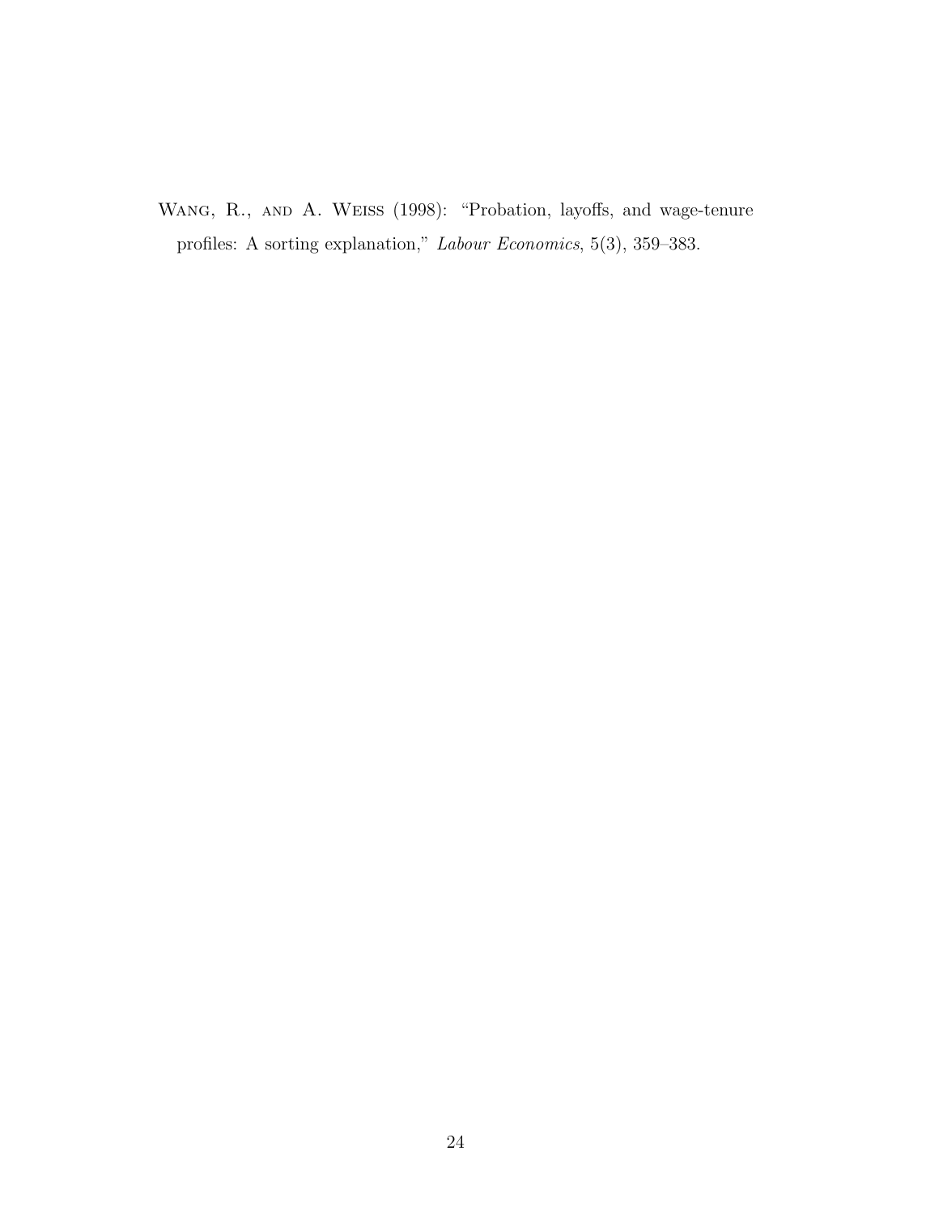Wang, R., and A. Weiss (1998): "Probation, layoffs, and wage-tenure profiles: A sorting explanation," *Labour Economics*, 5(3), 359–383.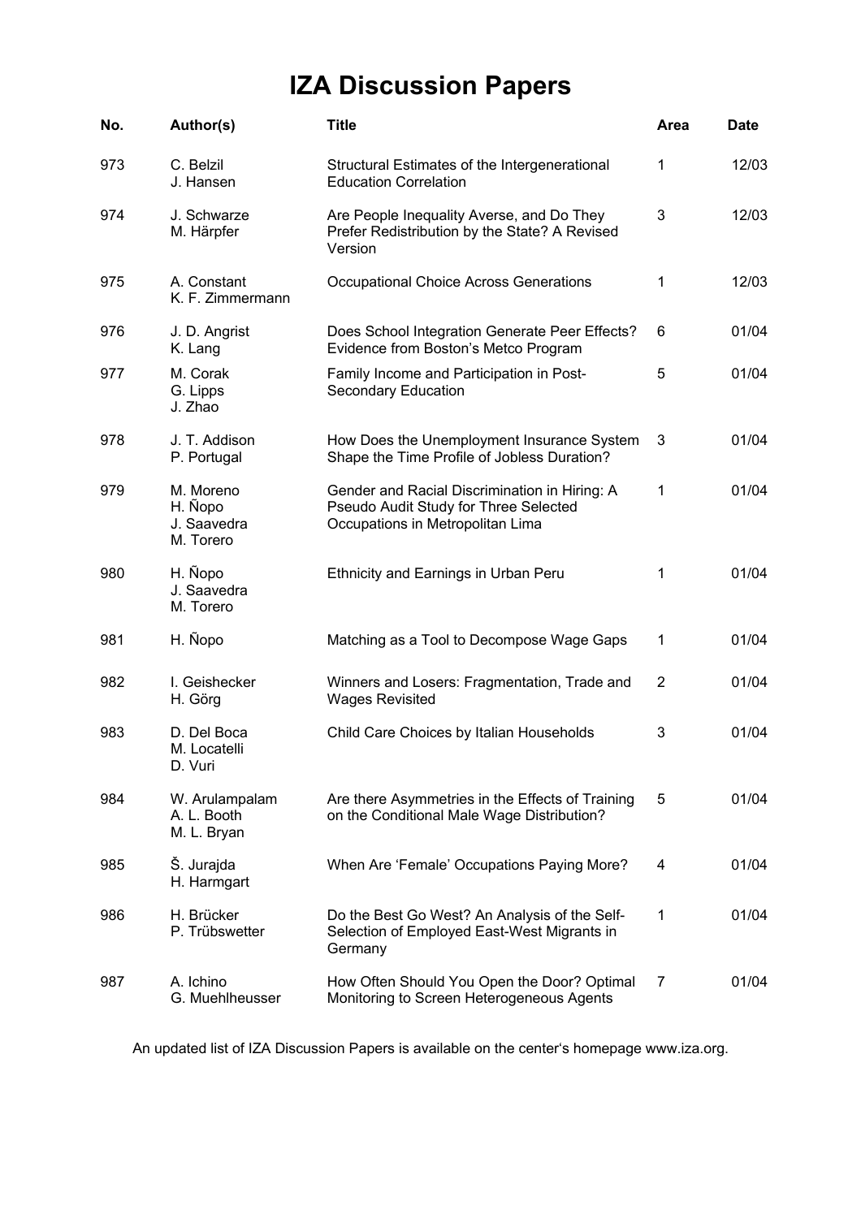# IZA Discussion Papers

| No. | Author(s) | Title | Area | Date |
|---|---|---|---|---|
| 973 | C. Belzil<br>J. Hansen | Structural Estimates of the Intergenerational Education Correlation | 1 | 12/03 |
| 974 | J. Schwarze<br>M. Härpfer | Are People Inequality Averse, and Do They Prefer Redistribution by the State? A Revised Version | 3 | 12/03 |
| 975 | A. Constant<br>K. F. Zimmermann | Occupational Choice Across Generations | 1 | 12/03 |
| 976 | J. D. Angrist<br>K. Lang | Does School Integration Generate Peer Effects? Evidence from Boston's Metco Program | 6 | 01/04 |
| 977 | M. Corak<br>G. Lipps<br>J. Zhao | Family Income and Participation in Post-Secondary Education | 5 | 01/04 |
| 978 | J. T. Addison<br>P. Portugal | How Does the Unemployment Insurance System Shape the Time Profile of Jobless Duration? | 3 | 01/04 |
| 979 | M. Moreno<br>H. Ñopo<br>J. Saavedra<br>M. Torero | Gender and Racial Discrimination in Hiring: A Pseudo Audit Study for Three Selected Occupations in Metropolitan Lima | 1 | 01/04 |
| 980 | H. Ñopo<br>J. Saavedra<br>M. Torero | Ethnicity and Earnings in Urban Peru | 1 | 01/04 |
| 981 | H. Ñopo | Matching as a Tool to Decompose Wage Gaps | 1 | 01/04 |
| 982 | I. Geishecker<br>H. Görg | Winners and Losers: Fragmentation, Trade and Wages Revisited | 2 | 01/04 |
| 983 | D. Del Boca<br>M. Locatelli<br>D. Vuri | Child Care Choices by Italian Households | 3 | 01/04 |
| 984 | W. Arulampalam<br>A. L. Booth<br>M. L. Bryan | Are there Asymmetries in the Effects of Training on the Conditional Male Wage Distribution? | 5 | 01/04 |
| 985 | Š. Jurajda<br>H. Harmgart | When Are 'Female' Occupations Paying More? | 4 | 01/04 |
| 986 | H. Brücker<br>P. Trübswetter | Do the Best Go West? An Analysis of the Self-Selection of Employed East-West Migrants in Germany | 1 | 01/04 |
| 987 | A. Ichino<br>G. Muehlheusser | How Often Should You Open the Door? Optimal Monitoring to Screen Heterogeneous Agents | 7 | 01/04 |

An updated list of IZA Discussion Papers is available on the center's homepage www.iza.org.